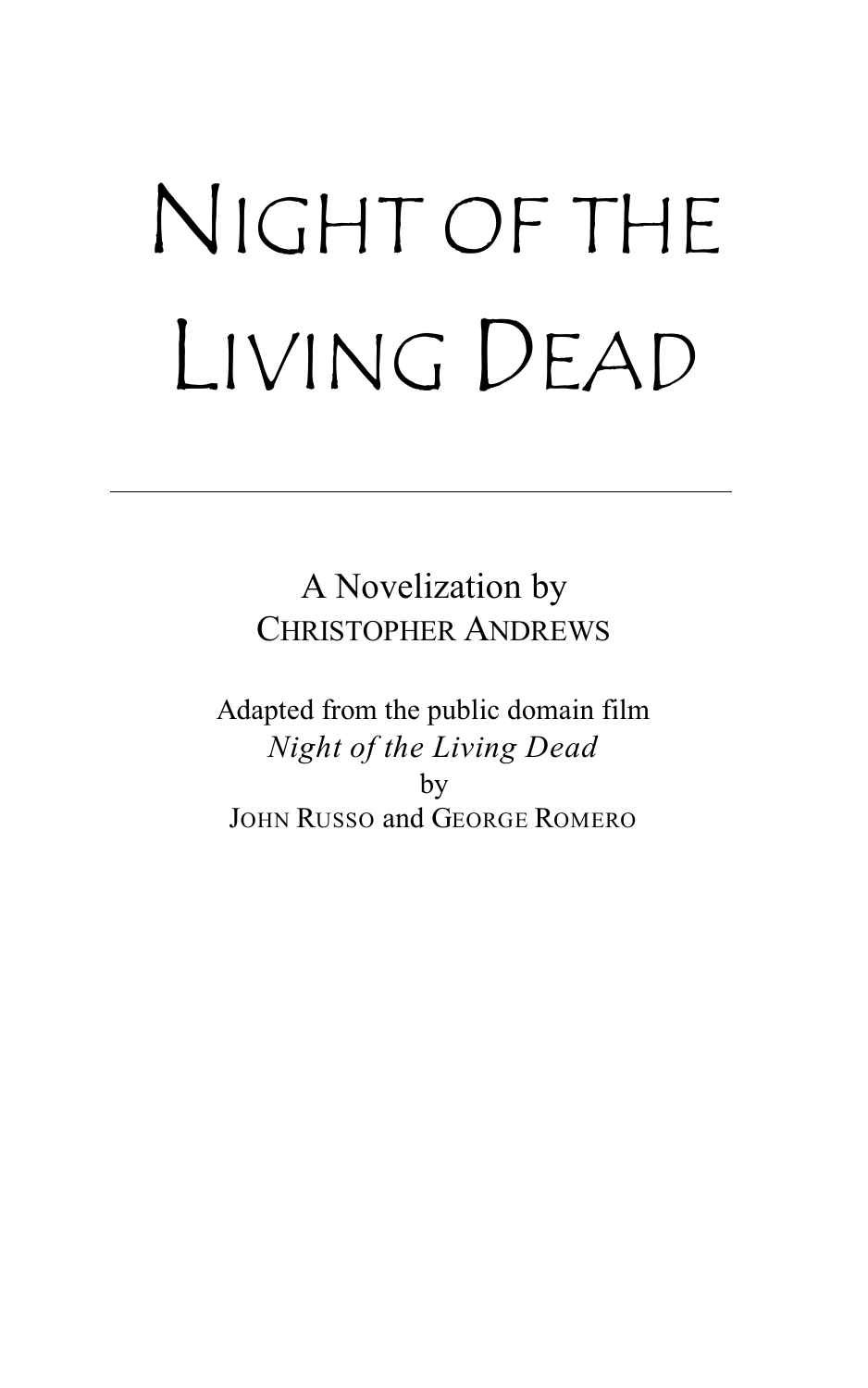# Night of the Living Dead

---

A Novelization by
CHRISTOPHER ANDREWS

Adapted from the public domain film
*Night of the Living Dead*
by
JOHN RUSSO and GEORGE ROMERO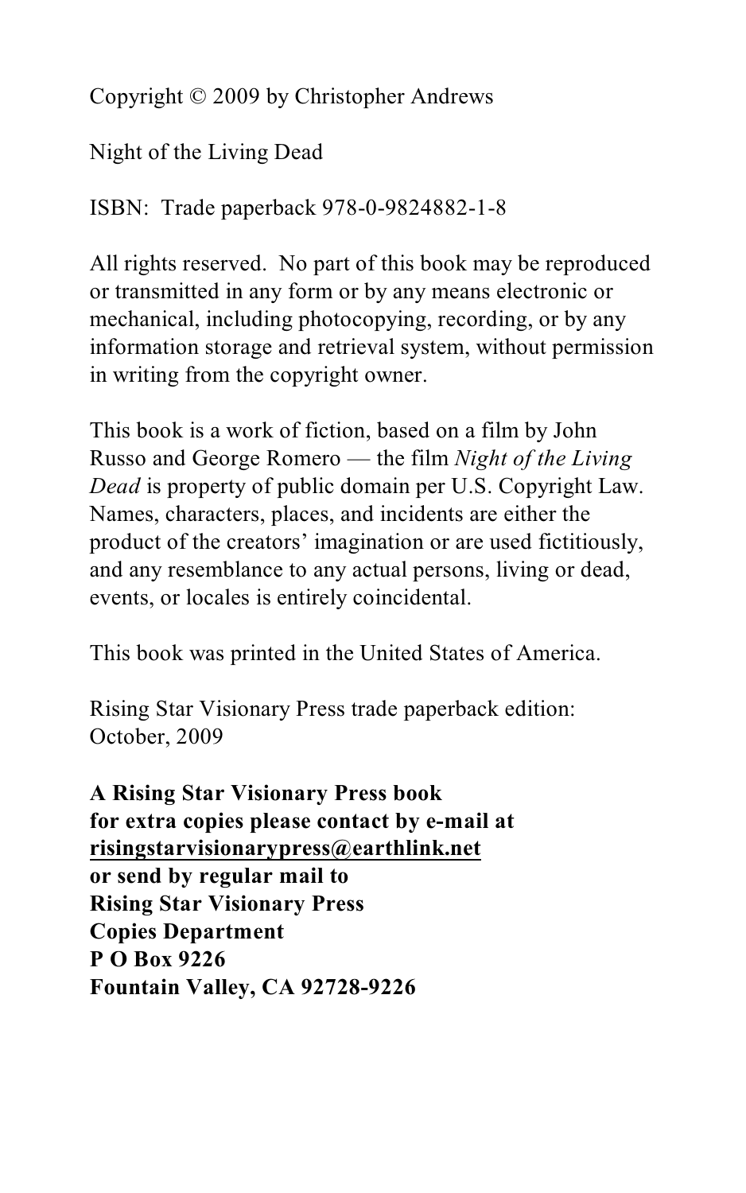Copyright © 2009 by Christopher Andrews

Night of the Living Dead

ISBN: Trade paperback 978-0-9824882-1-8

All rights reserved. No part of this book may be reproduced or transmitted in any form or by any means electronic or mechanical, including photocopying, recording, or by any information storage and retrieval system, without permission in writing from the copyright owner.

This book is a work of fiction, based on a film by John Russo and George Romero — the film *Night of the Living Dead* is property of public domain per U.S. Copyright Law. Names, characters, places, and incidents are either the product of the creators' imagination or are used fictitiously, and any resemblance to any actual persons, living or dead, events, or locales is entirely coincidental.

This book was printed in the United States of America.

Rising Star Visionary Press trade paperback edition: October, 2009

**A Rising Star Visionary Press book**
**for extra copies please contact by e-mail at**
**risingstarvisionarypress@earthlink.net**
**or send by regular mail to**
**Rising Star Visionary Press**
**Copies Department**
**P O Box 9226**
**Fountain Valley, CA 92728-9226**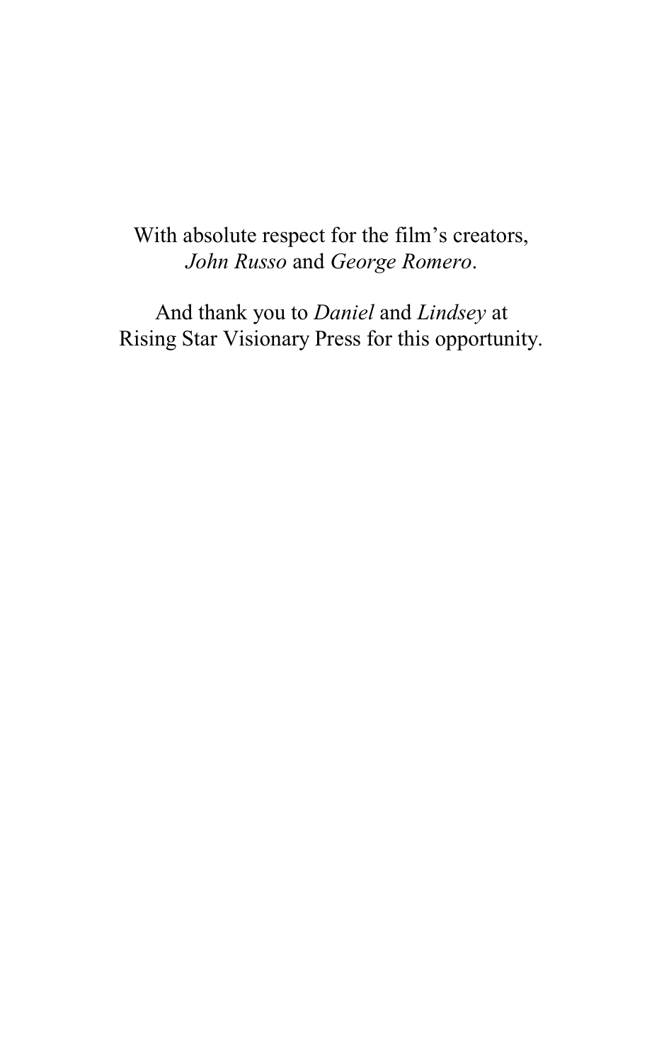With absolute respect for the film's creators,
*John Russo* and *George Romero*.

And thank you to *Daniel* and *Lindsey* at
Rising Star Visionary Press for this opportunity.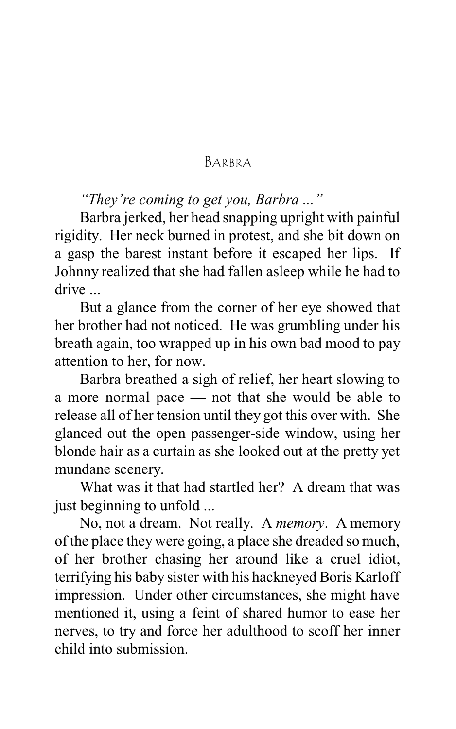## Barbra

*"They're coming to get you, Barbra ..."*

Barbra jerked, her head snapping upright with painful rigidity. Her neck burned in protest, and she bit down on a gasp the barest instant before it escaped her lips. If Johnny realized that she had fallen asleep while he had to drive ...

But a glance from the corner of her eye showed that her brother had not noticed. He was grumbling under his breath again, too wrapped up in his own bad mood to pay attention to her, for now.

Barbra breathed a sigh of relief, her heart slowing to a more normal pace — not that she would be able to release all of her tension until they got this over with. She glanced out the open passenger-side window, using her blonde hair as a curtain as she looked out at the pretty yet mundane scenery.

What was it that had startled her? A dream that was just beginning to unfold ...

No, not a dream. Not really. A *memory*. A memory of the place they were going, a place she dreaded so much, of her brother chasing her around like a cruel idiot, terrifying his baby sister with his hackneyed Boris Karloff impression. Under other circumstances, she might have mentioned it, using a feint of shared humor to ease her nerves, to try and force her adulthood to scoff her inner child into submission.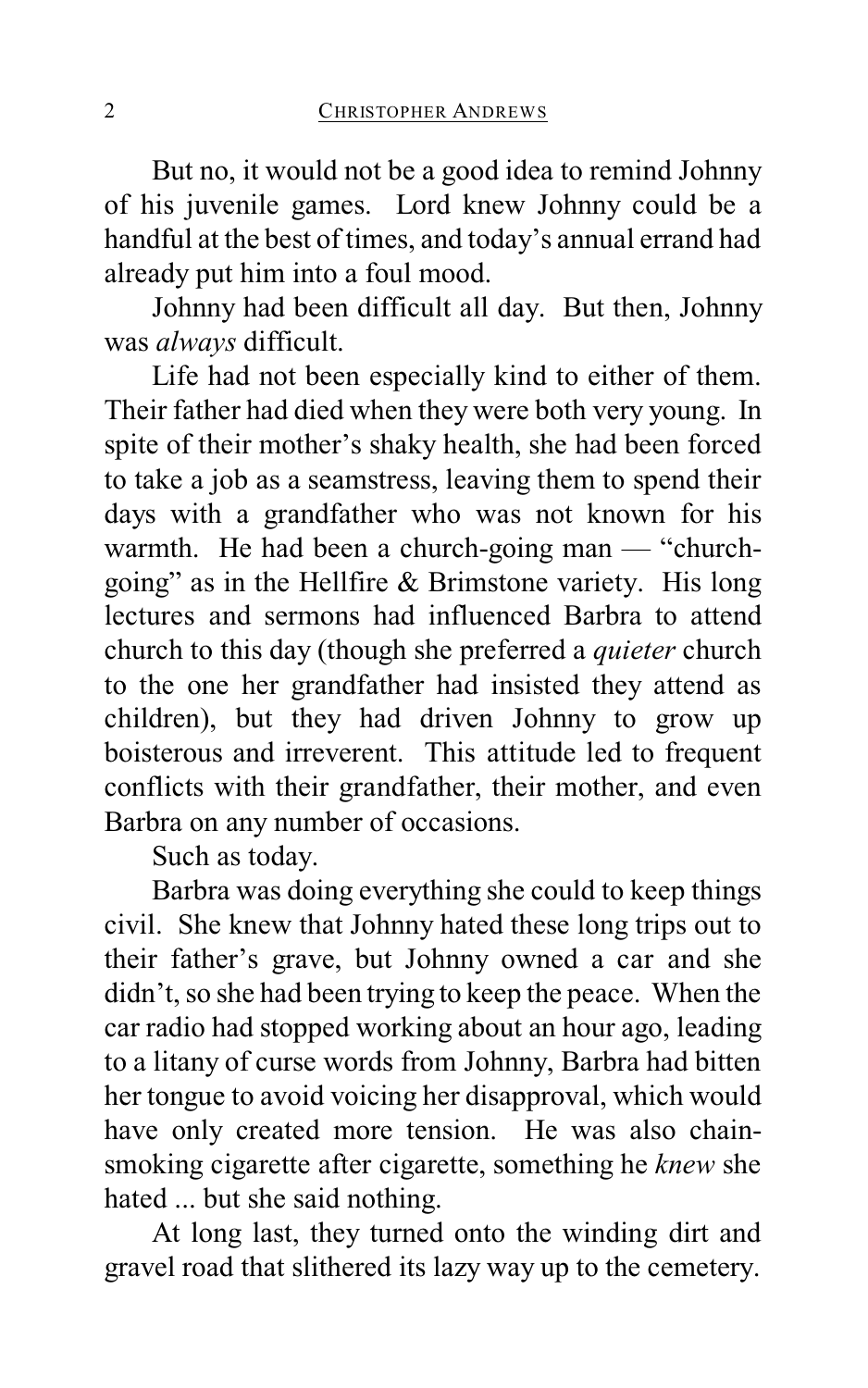But no, it would not be a good idea to remind Johnny of his juvenile games. Lord knew Johnny could be a handful at the best of times, and today's annual errand had already put him into a foul mood.

Johnny had been difficult all day. But then, Johnny was *always* difficult.

Life had not been especially kind to either of them. Their father had died when they were both very young. In spite of their mother's shaky health, she had been forced to take a job as a seamstress, leaving them to spend their days with a grandfather who was not known for his warmth. He had been a church-going man — "church-going" as in the Hellfire & Brimstone variety. His long lectures and sermons had influenced Barbra to attend church to this day (though she preferred a *quieter* church to the one her grandfather had insisted they attend as children), but they had driven Johnny to grow up boisterous and irreverent. This attitude led to frequent conflicts with their grandfather, their mother, and even Barbra on any number of occasions.

Such as today.

Barbra was doing everything she could to keep things civil. She knew that Johnny hated these long trips out to their father's grave, but Johnny owned a car and she didn't, so she had been trying to keep the peace. When the car radio had stopped working about an hour ago, leading to a litany of curse words from Johnny, Barbra had bitten her tongue to avoid voicing her disapproval, which would have only created more tension. He was also chain-smoking cigarette after cigarette, something he *knew* she hated ... but she said nothing.

At long last, they turned onto the winding dirt and gravel road that slithered its lazy way up to the cemetery.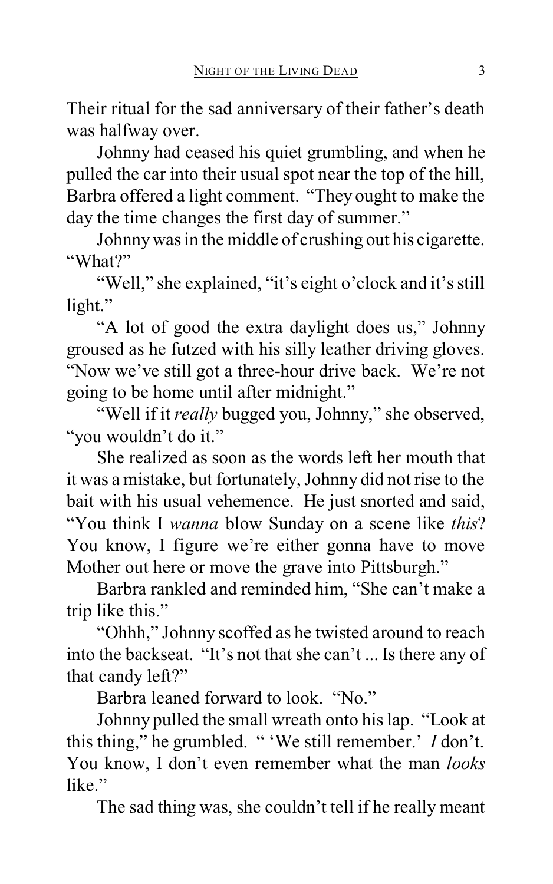Their ritual for the sad anniversary of their father's death was halfway over.

Johnny had ceased his quiet grumbling, and when he pulled the car into their usual spot near the top of the hill, Barbra offered a light comment. "They ought to make the day the time changes the first day of summer."

Johnny was in the middle of crushing out his cigarette. "What?"

"Well," she explained, "it's eight o'clock and it's still light."

"A lot of good the extra daylight does us," Johnny groused as he futzed with his silly leather driving gloves. "Now we've still got a three-hour drive back. We're not going to be home until after midnight."

"Well if it *really* bugged you, Johnny," she observed, "you wouldn't do it."

She realized as soon as the words left her mouth that it was a mistake, but fortunately, Johnny did not rise to the bait with his usual vehemence. He just snorted and said, "You think I *wanna* blow Sunday on a scene like *this*? You know, I figure we're either gonna have to move Mother out here or move the grave into Pittsburgh."

Barbra rankled and reminded him, "She can't make a trip like this."

"Ohhh," Johnny scoffed as he twisted around to reach into the backseat. "It's not that she can't ... Is there any of that candy left?"

Barbra leaned forward to look. "No."

Johnny pulled the small wreath onto his lap. "Look at this thing," he grumbled. " 'We still remember.' *I* don't. You know, I don't even remember what the man *looks* like."

The sad thing was, she couldn't tell if he really meant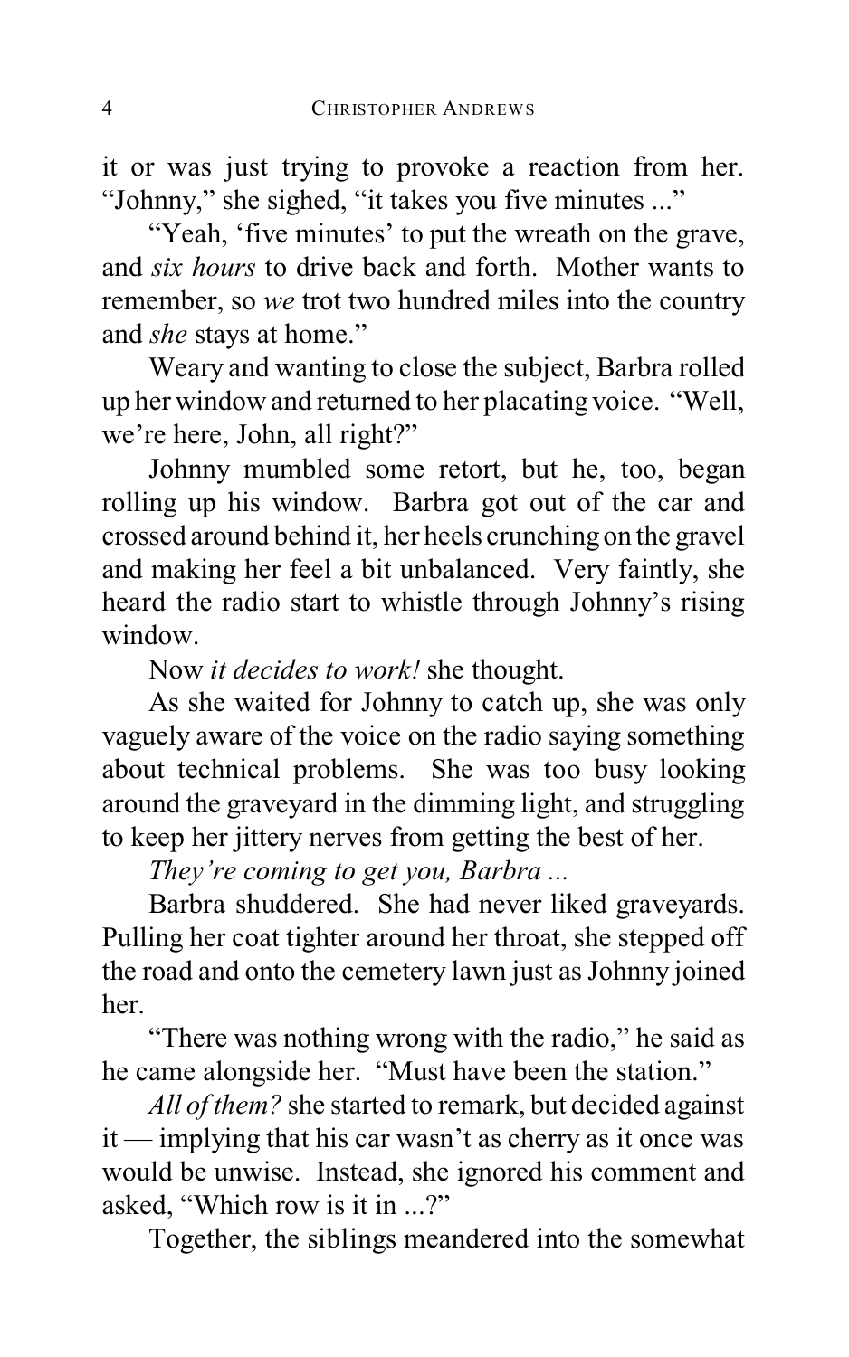it or was just trying to provoke a reaction from her. "Johnny," she sighed, "it takes you five minutes ..."

"Yeah, 'five minutes' to put the wreath on the grave, and *six hours* to drive back and forth. Mother wants to remember, so *we* trot two hundred miles into the country and *she* stays at home."

Weary and wanting to close the subject, Barbra rolled up her window and returned to her placating voice. "Well, we're here, John, all right?"

Johnny mumbled some retort, but he, too, began rolling up his window. Barbra got out of the car and crossed around behind it, her heels crunching on the gravel and making her feel a bit unbalanced. Very faintly, she heard the radio start to whistle through Johnny's rising window.

Now *it decides to work!* she thought.

As she waited for Johnny to catch up, she was only vaguely aware of the voice on the radio saying something about technical problems. She was too busy looking around the graveyard in the dimming light, and struggling to keep her jittery nerves from getting the best of her.

*They're coming to get you, Barbra ...*

Barbra shuddered. She had never liked graveyards. Pulling her coat tighter around her throat, she stepped off the road and onto the cemetery lawn just as Johnny joined her.

"There was nothing wrong with the radio," he said as he came alongside her. "Must have been the station."

*All of them?* she started to remark, but decided against it — implying that his car wasn't as cherry as it once was would be unwise. Instead, she ignored his comment and asked, "Which row is it in ...?"

Together, the siblings meandered into the somewhat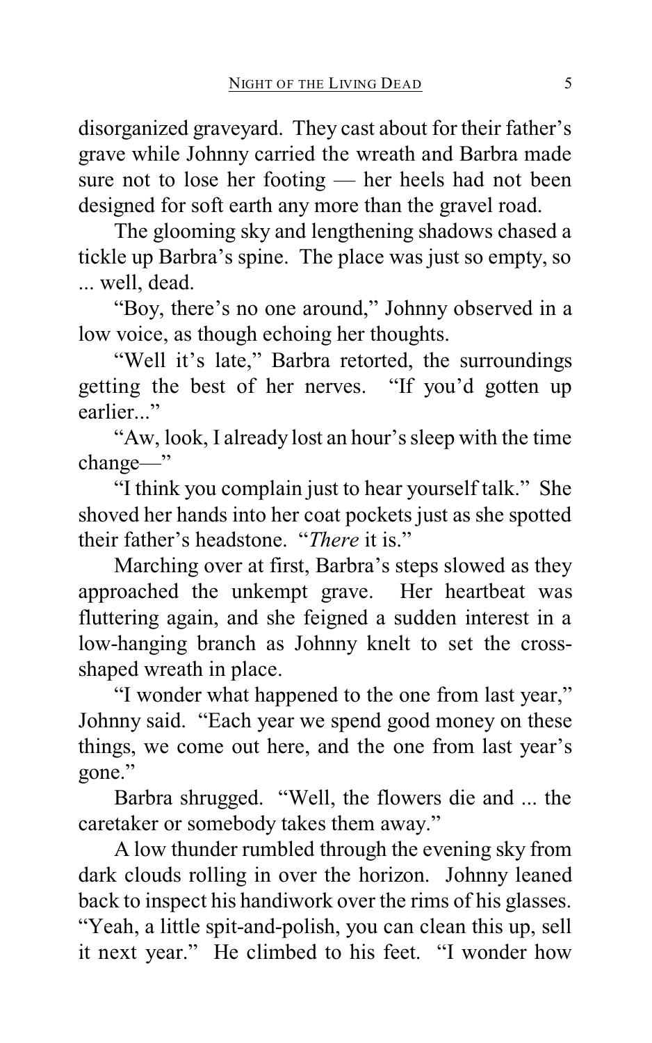disorganized graveyard. They cast about for their father's grave while Johnny carried the wreath and Barbra made sure not to lose her footing — her heels had not been designed for soft earth any more than the gravel road.

The glooming sky and lengthening shadows chased a tickle up Barbra's spine. The place was just so empty, so ... well, dead.

"Boy, there's no one around," Johnny observed in a low voice, as though echoing her thoughts.

"Well it's late," Barbra retorted, the surroundings getting the best of her nerves. "If you'd gotten up earlier..."

"Aw, look, I already lost an hour's sleep with the time change—"

"I think you complain just to hear yourself talk." She shoved her hands into her coat pockets just as she spotted their father's headstone. "*There* it is."

Marching over at first, Barbra's steps slowed as they approached the unkempt grave. Her heartbeat was fluttering again, and she feigned a sudden interest in a low-hanging branch as Johnny knelt to set the cross-shaped wreath in place.

"I wonder what happened to the one from last year," Johnny said. "Each year we spend good money on these things, we come out here, and the one from last year's gone."

Barbra shrugged. "Well, the flowers die and ... the caretaker or somebody takes them away."

A low thunder rumbled through the evening sky from dark clouds rolling in over the horizon. Johnny leaned back to inspect his handiwork over the rims of his glasses. "Yeah, a little spit-and-polish, you can clean this up, sell it next year." He climbed to his feet. "I wonder how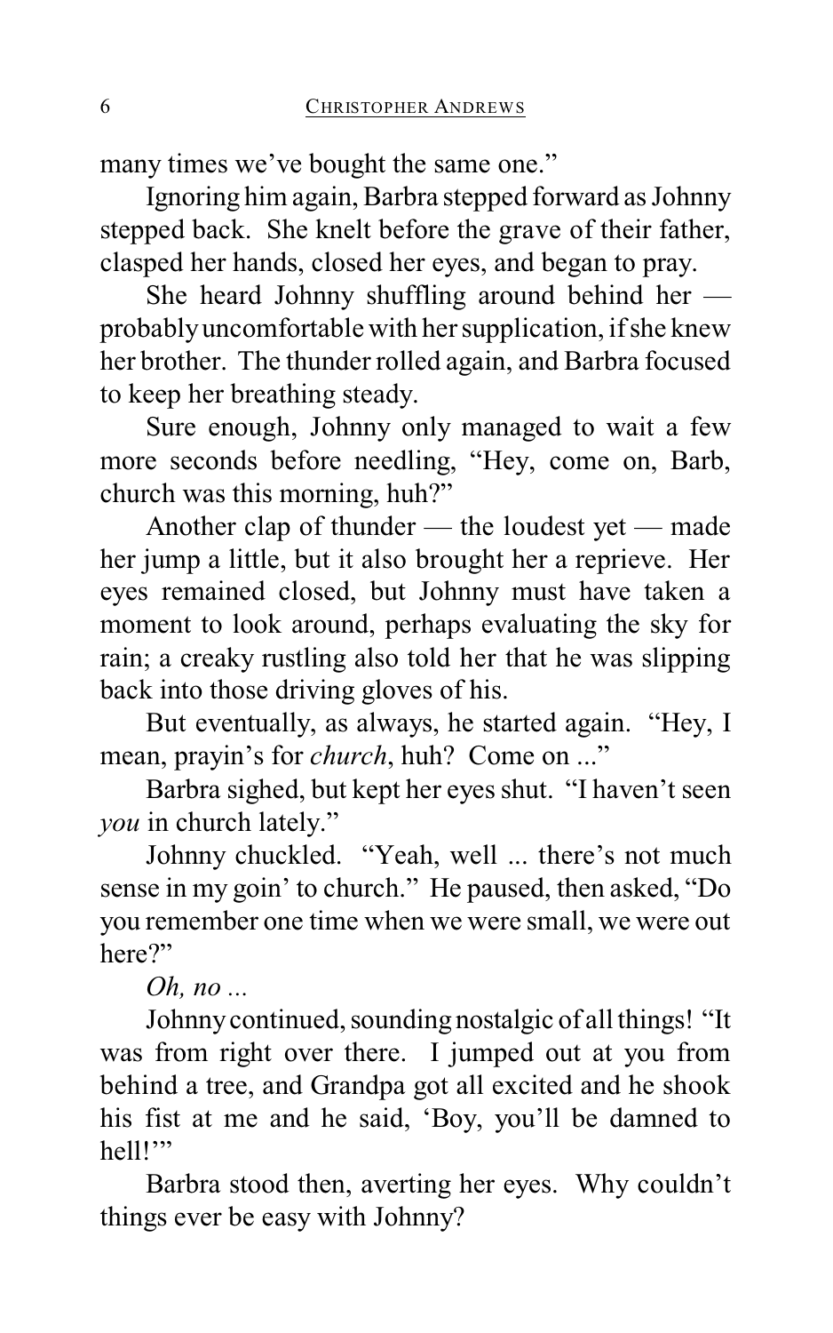many times we've bought the same one."

Ignoring him again, Barbra stepped forward as Johnny stepped back. She knelt before the grave of their father, clasped her hands, closed her eyes, and began to pray.

She heard Johnny shuffling around behind her — probably uncomfortable with her supplication, if she knew her brother. The thunder rolled again, and Barbra focused to keep her breathing steady.

Sure enough, Johnny only managed to wait a few more seconds before needling, "Hey, come on, Barb, church was this morning, huh?"

Another clap of thunder — the loudest yet — made her jump a little, but it also brought her a reprieve. Her eyes remained closed, but Johnny must have taken a moment to look around, perhaps evaluating the sky for rain; a creaky rustling also told her that he was slipping back into those driving gloves of his.

But eventually, as always, he started again. "Hey, I mean, prayin's for *church*, huh? Come on ..."

Barbra sighed, but kept her eyes shut. "I haven't seen *you* in church lately."

Johnny chuckled. "Yeah, well ... there's not much sense in my goin' to church." He paused, then asked, "Do you remember one time when we were small, we were out here?"

*Oh, no ...*

Johnny continued, sounding nostalgic of all things! "It was from right over there. I jumped out at you from behind a tree, and Grandpa got all excited and he shook his fist at me and he said, 'Boy, you'll be damned to hell!'"

Barbra stood then, averting her eyes. Why couldn't things ever be easy with Johnny?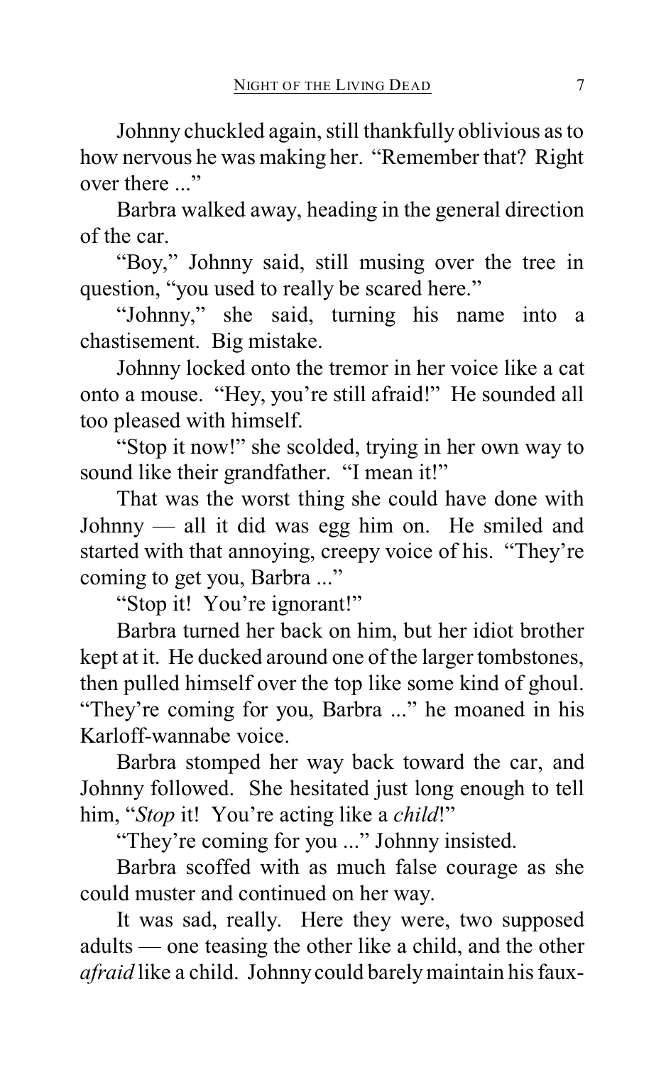Johnny chuckled again, still thankfully oblivious as to how nervous he was making her. "Remember that? Right over there ..."

Barbra walked away, heading in the general direction of the car.

"Boy," Johnny said, still musing over the tree in question, "you used to really be scared here."

"Johnny," she said, turning his name into a chastisement. Big mistake.

Johnny locked onto the tremor in her voice like a cat onto a mouse. "Hey, you're still afraid!" He sounded all too pleased with himself.

"Stop it now!" she scolded, trying in her own way to sound like their grandfather. "I mean it!"

That was the worst thing she could have done with Johnny — all it did was egg him on. He smiled and started with that annoying, creepy voice of his. "They're coming to get you, Barbra ..."

"Stop it! You're ignorant!"

Barbra turned her back on him, but her idiot brother kept at it. He ducked around one of the larger tombstones, then pulled himself over the top like some kind of ghoul. "They're coming for you, Barbra ..." he moaned in his Karloff-wannabe voice.

Barbra stomped her way back toward the car, and Johnny followed. She hesitated just long enough to tell him, "*Stop* it! You're acting like a *child*!"

"They're coming for you ..." Johnny insisted.

Barbra scoffed with as much false courage as she could muster and continued on her way.

It was sad, really. Here they were, two supposed adults — one teasing the other like a child, and the other *afraid* like a child. Johnny could barely maintain his faux-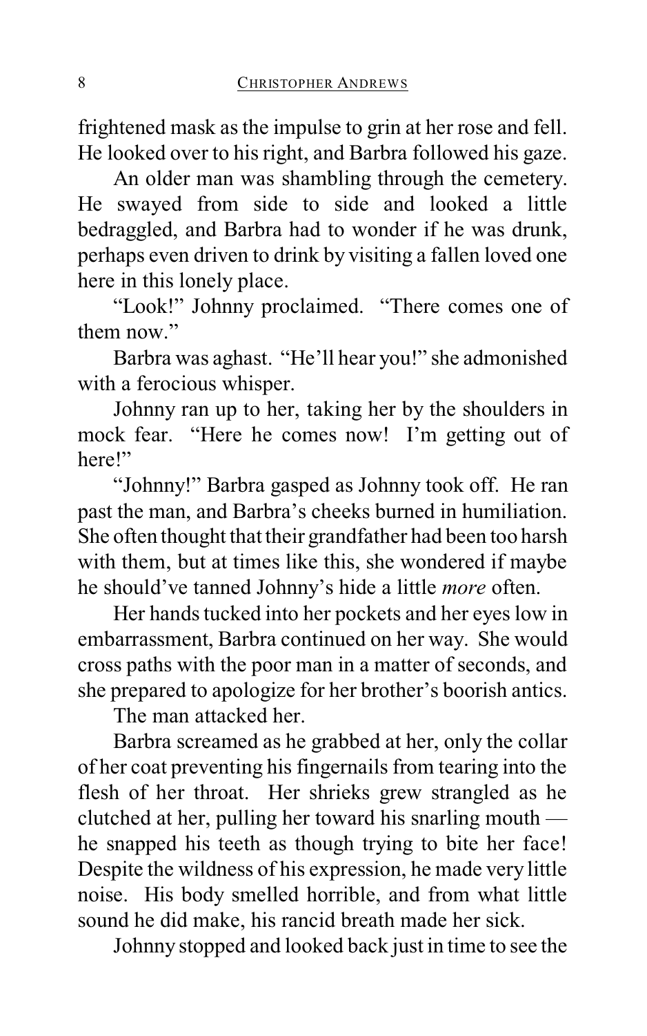frightened mask as the impulse to grin at her rose and fell. He looked over to his right, and Barbra followed his gaze.

An older man was shambling through the cemetery. He swayed from side to side and looked a little bedraggled, and Barbra had to wonder if he was drunk, perhaps even driven to drink by visiting a fallen loved one here in this lonely place.

"Look!" Johnny proclaimed. "There comes one of them now."

Barbra was aghast. "He'll hear you!" she admonished with a ferocious whisper.

Johnny ran up to her, taking her by the shoulders in mock fear. "Here he comes now! I'm getting out of here!"

"Johnny!" Barbra gasped as Johnny took off. He ran past the man, and Barbra's cheeks burned in humiliation. She often thought that their grandfather had been too harsh with them, but at times like this, she wondered if maybe he should've tanned Johnny's hide a little *more* often.

Her hands tucked into her pockets and her eyes low in embarrassment, Barbra continued on her way. She would cross paths with the poor man in a matter of seconds, and she prepared to apologize for her brother's boorish antics.

The man attacked her.

Barbra screamed as he grabbed at her, only the collar of her coat preventing his fingernails from tearing into the flesh of her throat. Her shrieks grew strangled as he clutched at her, pulling her toward his snarling mouth — he snapped his teeth as though trying to bite her face! Despite the wildness of his expression, he made very little noise. His body smelled horrible, and from what little sound he did make, his rancid breath made her sick.

Johnny stopped and looked back just in time to see the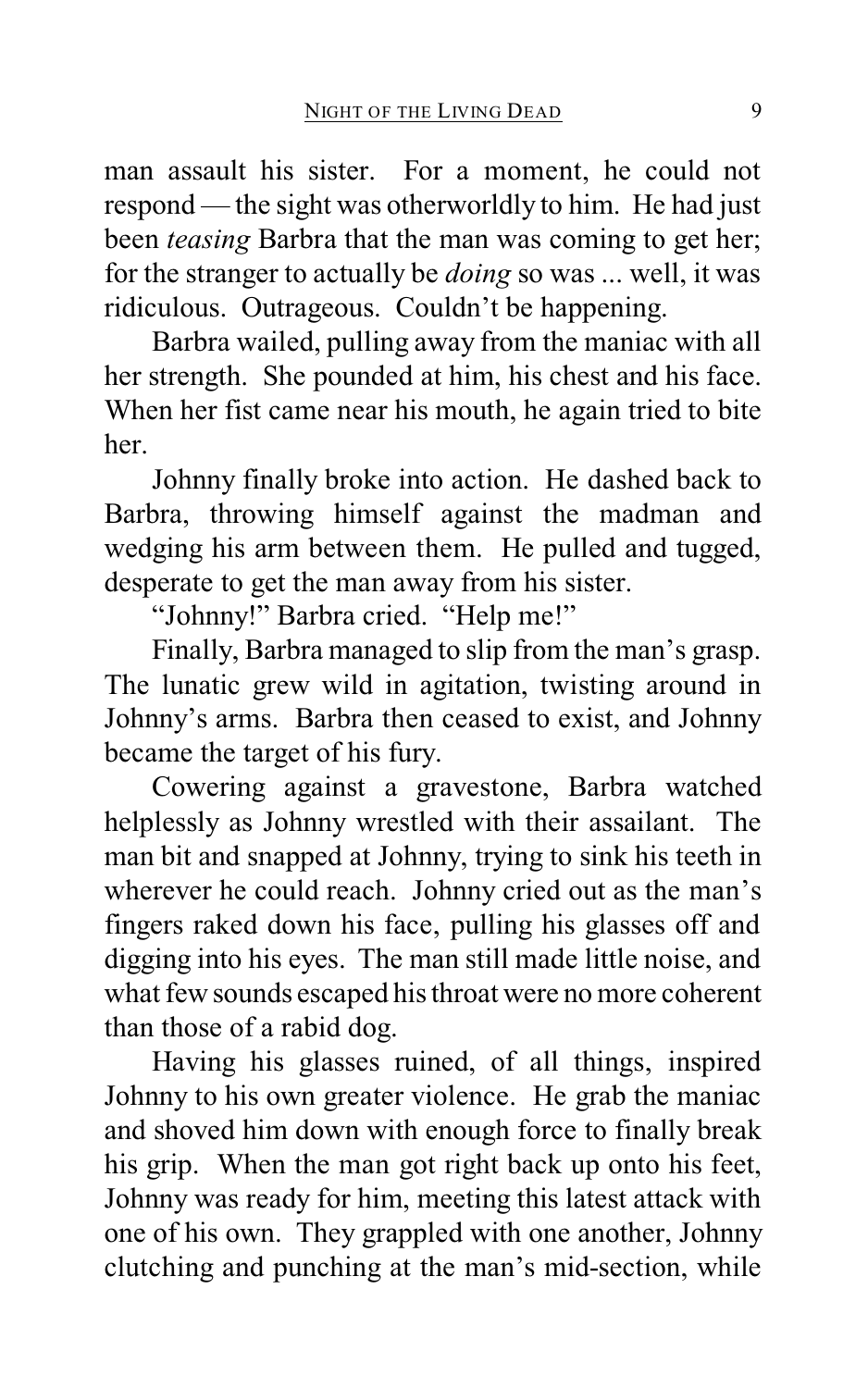man assault his sister. For a moment, he could not respond — the sight was otherworldly to him. He had just been *teasing* Barbra that the man was coming to get her; for the stranger to actually be *doing* so was ... well, it was ridiculous. Outrageous. Couldn't be happening.

Barbra wailed, pulling away from the maniac with all her strength. She pounded at him, his chest and his face. When her fist came near his mouth, he again tried to bite her.

Johnny finally broke into action. He dashed back to Barbra, throwing himself against the madman and wedging his arm between them. He pulled and tugged, desperate to get the man away from his sister.

"Johnny!" Barbra cried. "Help me!"

Finally, Barbra managed to slip from the man's grasp. The lunatic grew wild in agitation, twisting around in Johnny's arms. Barbra then ceased to exist, and Johnny became the target of his fury.

Cowering against a gravestone, Barbra watched helplessly as Johnny wrestled with their assailant. The man bit and snapped at Johnny, trying to sink his teeth in wherever he could reach. Johnny cried out as the man's fingers raked down his face, pulling his glasses off and digging into his eyes. The man still made little noise, and what few sounds escaped his throat were no more coherent than those of a rabid dog.

Having his glasses ruined, of all things, inspired Johnny to his own greater violence. He grab the maniac and shoved him down with enough force to finally break his grip. When the man got right back up onto his feet, Johnny was ready for him, meeting this latest attack with one of his own. They grappled with one another, Johnny clutching and punching at the man's mid-section, while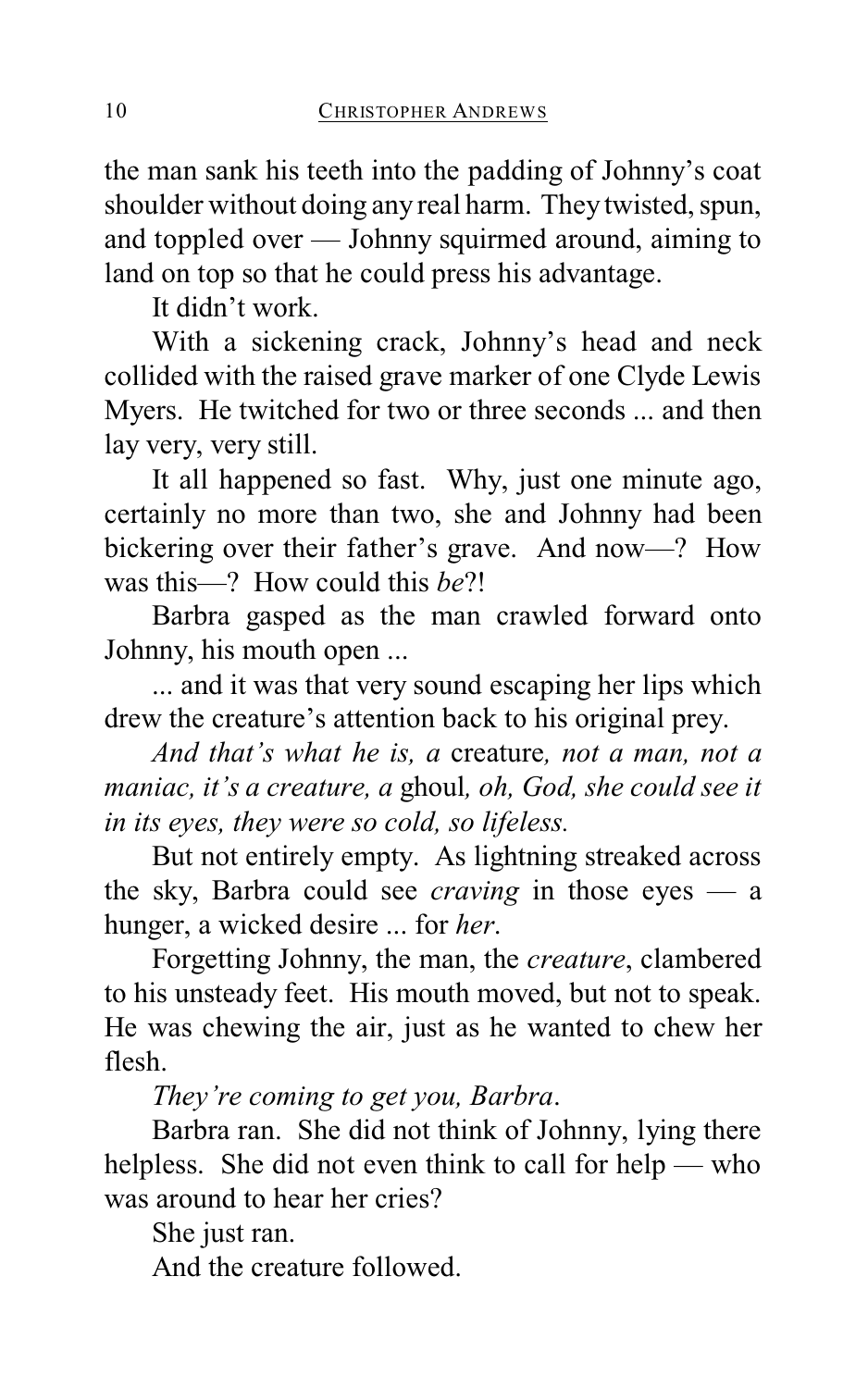the man sank his teeth into the padding of Johnny's coat shoulder without doing any real harm. They twisted, spun, and toppled over — Johnny squirmed around, aiming to land on top so that he could press his advantage.

It didn't work.

With a sickening crack, Johnny's head and neck collided with the raised grave marker of one Clyde Lewis Myers. He twitched for two or three seconds ... and then lay very, very still.

It all happened so fast. Why, just one minute ago, certainly no more than two, she and Johnny had been bickering over their father's grave. And now—? How was this—? How could this *be*?!

Barbra gasped as the man crawled forward onto Johnny, his mouth open ...

... and it was that very sound escaping her lips which drew the creature's attention back to his original prey.

*And that's what he is, a* creature*, not a man, not a maniac, it's a creature, a* ghoul*, oh, God, she could see it in its eyes, they were so cold, so lifeless.*

But not entirely empty. As lightning streaked across the sky, Barbra could see *craving* in those eyes — a hunger, a wicked desire ... for *her*.

Forgetting Johnny, the man, the *creature*, clambered to his unsteady feet. His mouth moved, but not to speak. He was chewing the air, just as he wanted to chew her flesh.

*They're coming to get you, Barbra*.

Barbra ran. She did not think of Johnny, lying there helpless. She did not even think to call for help — who was around to hear her cries?

She just ran.

And the creature followed.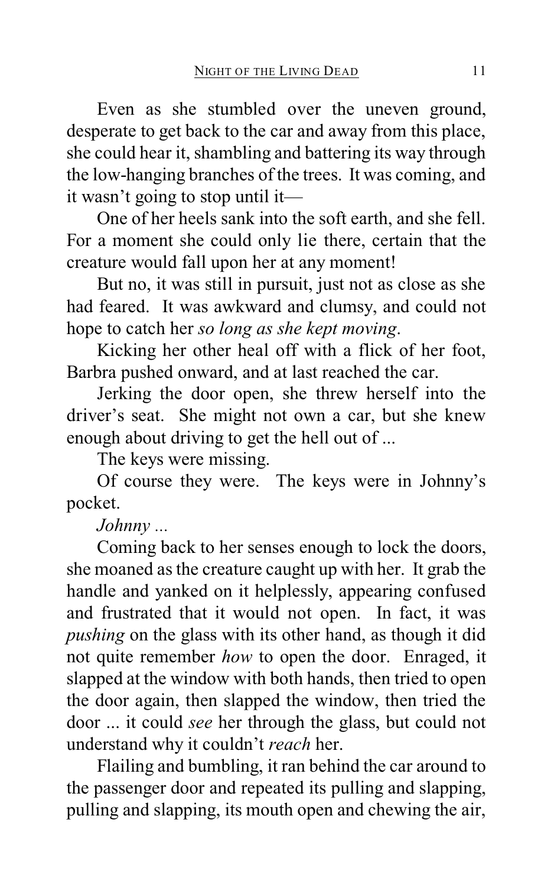Even as she stumbled over the uneven ground, desperate to get back to the car and away from this place, she could hear it, shambling and battering its way through the low-hanging branches of the trees. It was coming, and it wasn't going to stop until it—

One of her heels sank into the soft earth, and she fell. For a moment she could only lie there, certain that the creature would fall upon her at any moment!

But no, it was still in pursuit, just not as close as she had feared. It was awkward and clumsy, and could not hope to catch her *so long as she kept moving*.

Kicking her other heal off with a flick of her foot, Barbra pushed onward, and at last reached the car.

Jerking the door open, she threw herself into the driver's seat. She might not own a car, but she knew enough about driving to get the hell out of ...

The keys were missing.

Of course they were. The keys were in Johnny's pocket.

*Johnny ...*

Coming back to her senses enough to lock the doors, she moaned as the creature caught up with her. It grab the handle and yanked on it helplessly, appearing confused and frustrated that it would not open. In fact, it was *pushing* on the glass with its other hand, as though it did not quite remember *how* to open the door. Enraged, it slapped at the window with both hands, then tried to open the door again, then slapped the window, then tried the door ... it could *see* her through the glass, but could not understand why it couldn't *reach* her.

Flailing and bumbling, it ran behind the car around to the passenger door and repeated its pulling and slapping, pulling and slapping, its mouth open and chewing the air,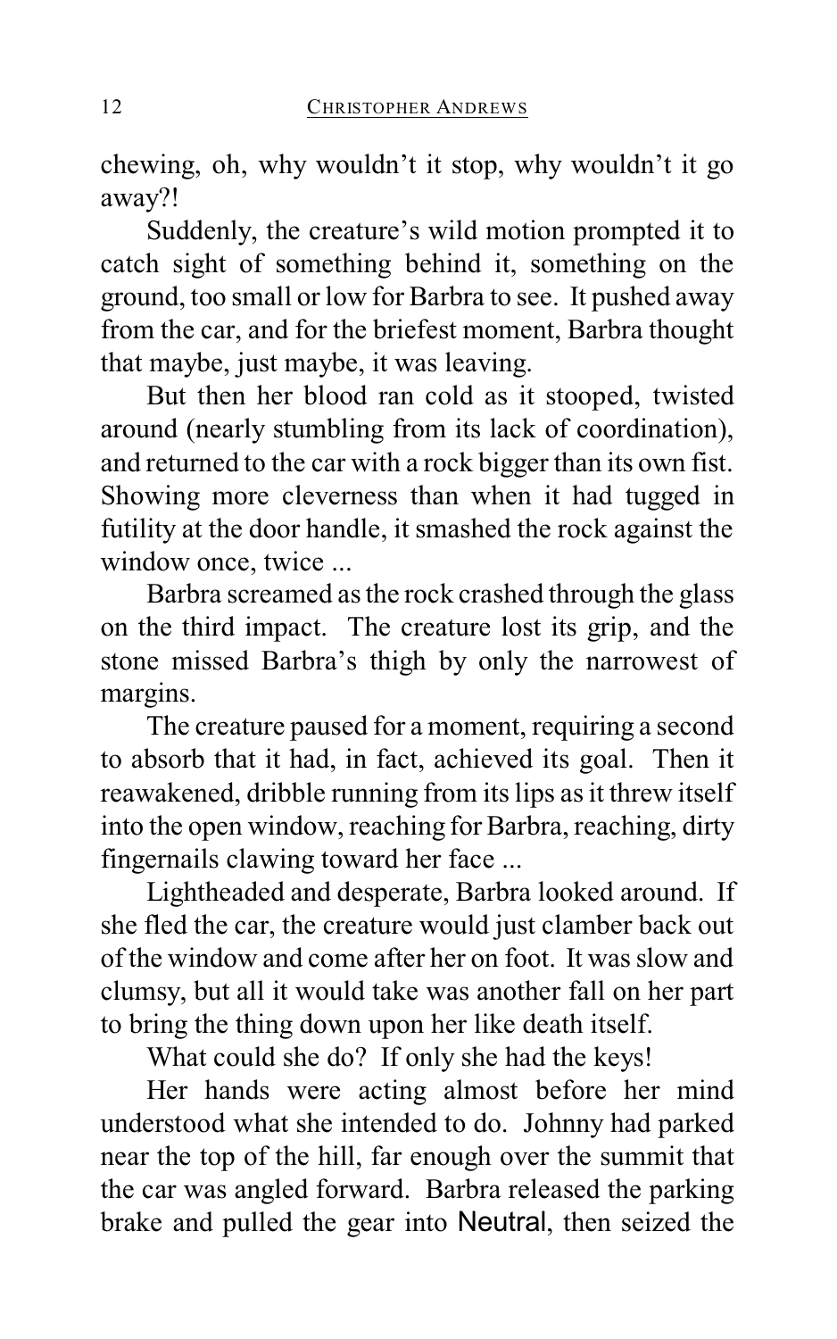chewing, oh, why wouldn't it stop, why wouldn't it go away?!

Suddenly, the creature's wild motion prompted it to catch sight of something behind it, something on the ground, too small or low for Barbra to see. It pushed away from the car, and for the briefest moment, Barbra thought that maybe, just maybe, it was leaving.

But then her blood ran cold as it stooped, twisted around (nearly stumbling from its lack of coordination), and returned to the car with a rock bigger than its own fist. Showing more cleverness than when it had tugged in futility at the door handle, it smashed the rock against the window once, twice ...

Barbra screamed as the rock crashed through the glass on the third impact. The creature lost its grip, and the stone missed Barbra's thigh by only the narrowest of margins.

The creature paused for a moment, requiring a second to absorb that it had, in fact, achieved its goal. Then it reawakened, dribble running from its lips as it threw itself into the open window, reaching for Barbra, reaching, dirty fingernails clawing toward her face ...

Lightheaded and desperate, Barbra looked around. If she fled the car, the creature would just clamber back out of the window and come after her on foot. It was slow and clumsy, but all it would take was another fall on her part to bring the thing down upon her like death itself.

What could she do? If only she had the keys!

Her hands were acting almost before her mind understood what she intended to do. Johnny had parked near the top of the hill, far enough over the summit that the car was angled forward. Barbra released the parking brake and pulled the gear into Neutral, then seized the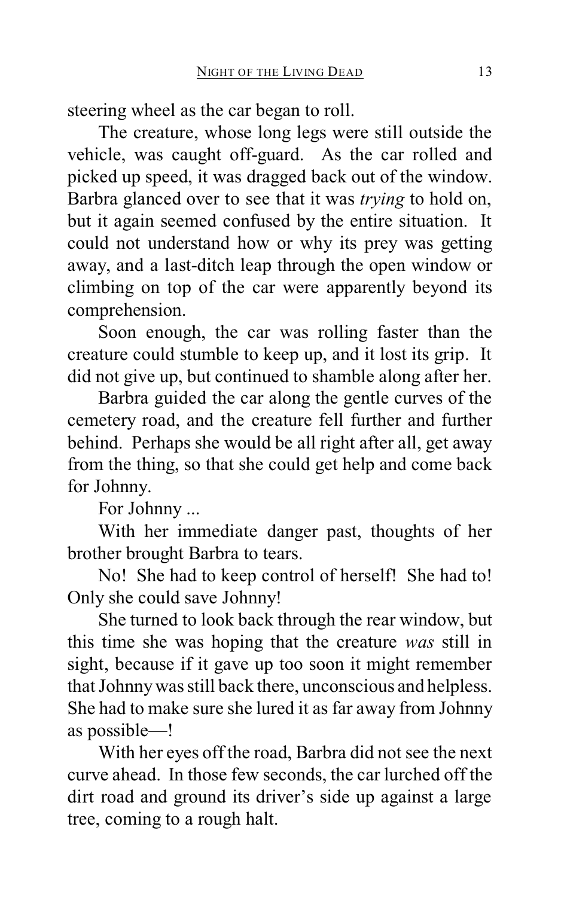steering wheel as the car began to roll.

The creature, whose long legs were still outside the vehicle, was caught off-guard. As the car rolled and picked up speed, it was dragged back out of the window. Barbra glanced over to see that it was *trying* to hold on, but it again seemed confused by the entire situation. It could not understand how or why its prey was getting away, and a last-ditch leap through the open window or climbing on top of the car were apparently beyond its comprehension.

Soon enough, the car was rolling faster than the creature could stumble to keep up, and it lost its grip. It did not give up, but continued to shamble along after her.

Barbra guided the car along the gentle curves of the cemetery road, and the creature fell further and further behind. Perhaps she would be all right after all, get away from the thing, so that she could get help and come back for Johnny.

For Johnny ...

With her immediate danger past, thoughts of her brother brought Barbra to tears.

No! She had to keep control of herself! She had to! Only she could save Johnny!

She turned to look back through the rear window, but this time she was hoping that the creature *was* still in sight, because if it gave up too soon it might remember that Johnny was still back there, unconscious and helpless. She had to make sure she lured it as far away from Johnny as possible—!

With her eyes off the road, Barbra did not see the next curve ahead. In those few seconds, the car lurched off the dirt road and ground its driver's side up against a large tree, coming to a rough halt.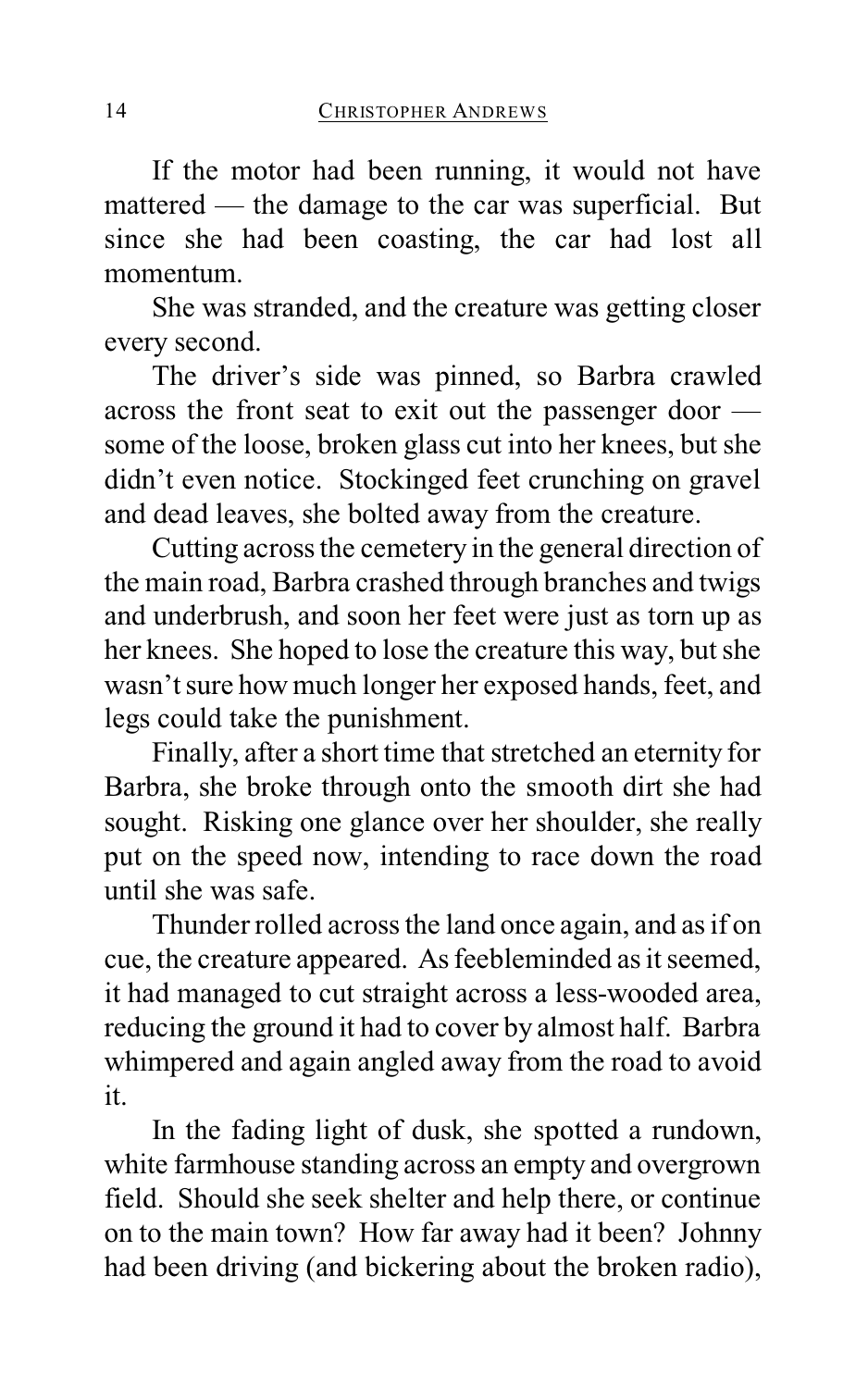If the motor had been running, it would not have mattered — the damage to the car was superficial. But since she had been coasting, the car had lost all momentum.

She was stranded, and the creature was getting closer every second.

The driver's side was pinned, so Barbra crawled across the front seat to exit out the passenger door — some of the loose, broken glass cut into her knees, but she didn't even notice. Stockinged feet crunching on gravel and dead leaves, she bolted away from the creature.

Cutting across the cemetery in the general direction of the main road, Barbra crashed through branches and twigs and underbrush, and soon her feet were just as torn up as her knees. She hoped to lose the creature this way, but she wasn't sure how much longer her exposed hands, feet, and legs could take the punishment.

Finally, after a short time that stretched an eternity for Barbra, she broke through onto the smooth dirt she had sought. Risking one glance over her shoulder, she really put on the speed now, intending to race down the road until she was safe.

Thunder rolled across the land once again, and as if on cue, the creature appeared. As feebleminded as it seemed, it had managed to cut straight across a less-wooded area, reducing the ground it had to cover by almost half. Barbra whimpered and again angled away from the road to avoid it.

In the fading light of dusk, she spotted a rundown, white farmhouse standing across an empty and overgrown field. Should she seek shelter and help there, or continue on to the main town? How far away had it been? Johnny had been driving (and bickering about the broken radio),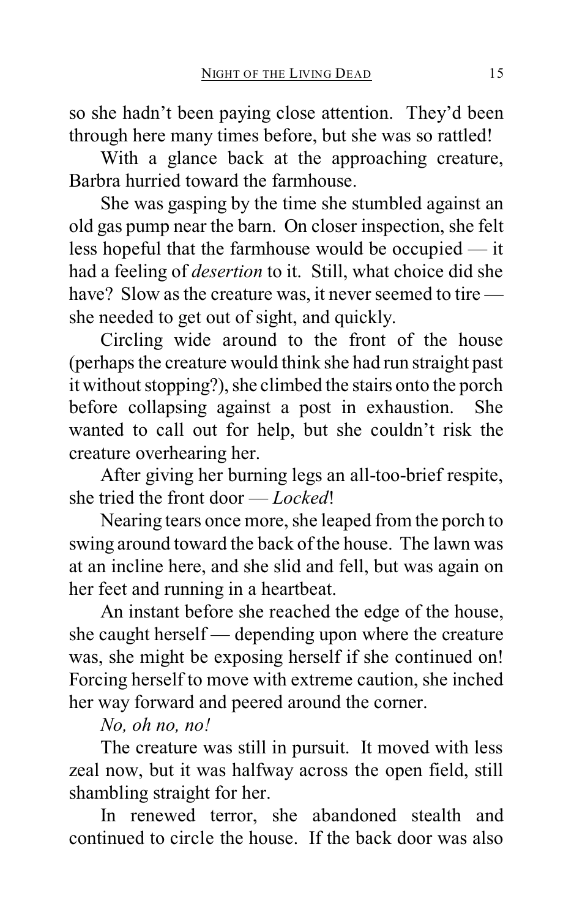so she hadn't been paying close attention. They'd been through here many times before, but she was so rattled!

With a glance back at the approaching creature, Barbra hurried toward the farmhouse.

She was gasping by the time she stumbled against an old gas pump near the barn. On closer inspection, she felt less hopeful that the farmhouse would be occupied — it had a feeling of *desertion* to it. Still, what choice did she have? Slow as the creature was, it never seemed to tire — she needed to get out of sight, and quickly.

Circling wide around to the front of the house (perhaps the creature would think she had run straight past it without stopping?), she climbed the stairs onto the porch before collapsing against a post in exhaustion. She wanted to call out for help, but she couldn't risk the creature overhearing her.

After giving her burning legs an all-too-brief respite, she tried the front door — *Locked*!

Nearing tears once more, she leaped from the porch to swing around toward the back of the house. The lawn was at an incline here, and she slid and fell, but was again on her feet and running in a heartbeat.

An instant before she reached the edge of the house, she caught herself — depending upon where the creature was, she might be exposing herself if she continued on! Forcing herself to move with extreme caution, she inched her way forward and peered around the corner.

*No, oh no, no!*

The creature was still in pursuit. It moved with less zeal now, but it was halfway across the open field, still shambling straight for her.

In renewed terror, she abandoned stealth and continued to circle the house. If the back door was also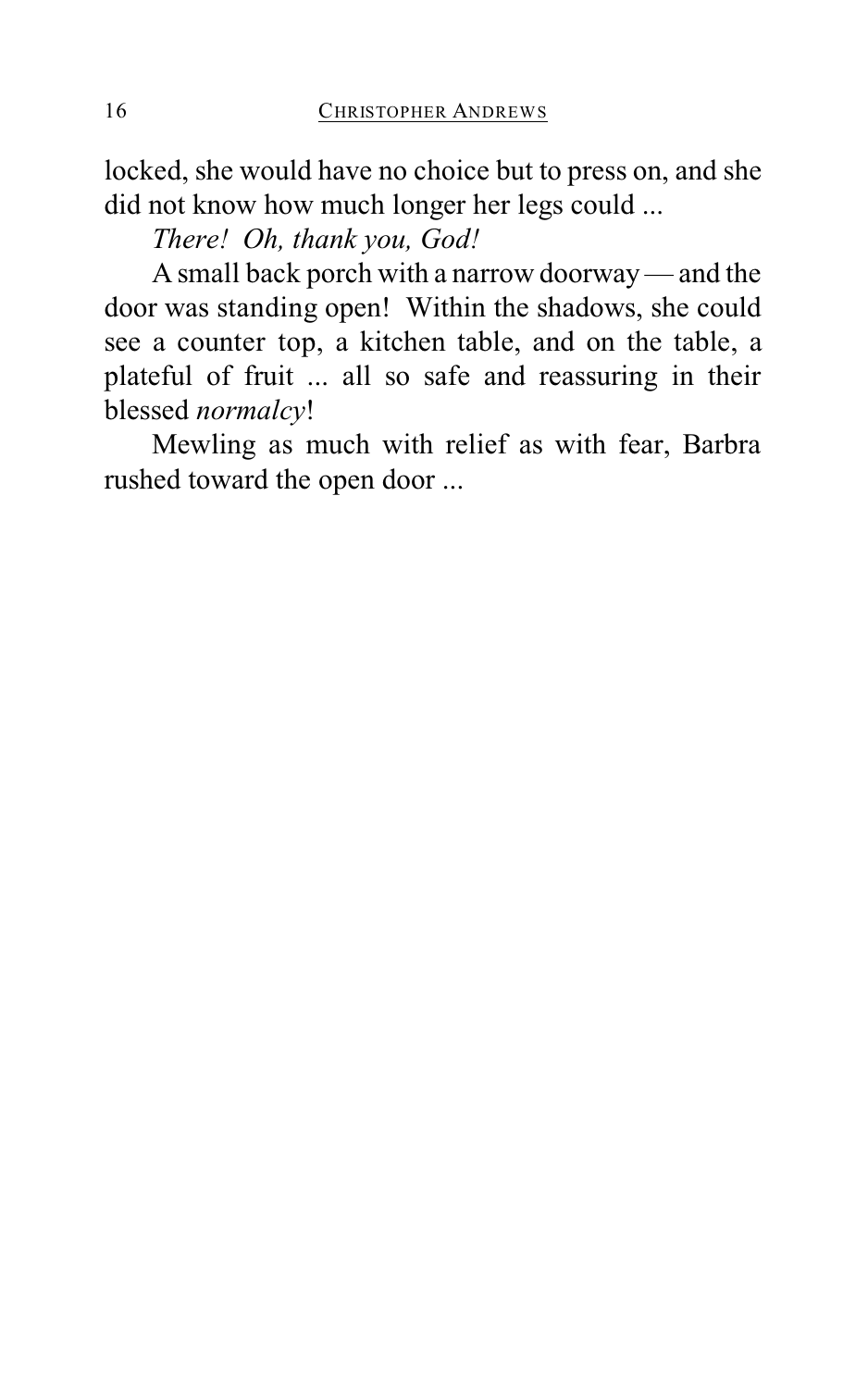locked, she would have no choice but to press on, and she did not know how much longer her legs could ...

*There! Oh, thank you, God!*

A small back porch with a narrow doorway — and the door was standing open! Within the shadows, she could see a counter top, a kitchen table, and on the table, a plateful of fruit ... all so safe and reassuring in their blessed *normalcy*!

Mewling as much with relief as with fear, Barbra rushed toward the open door ...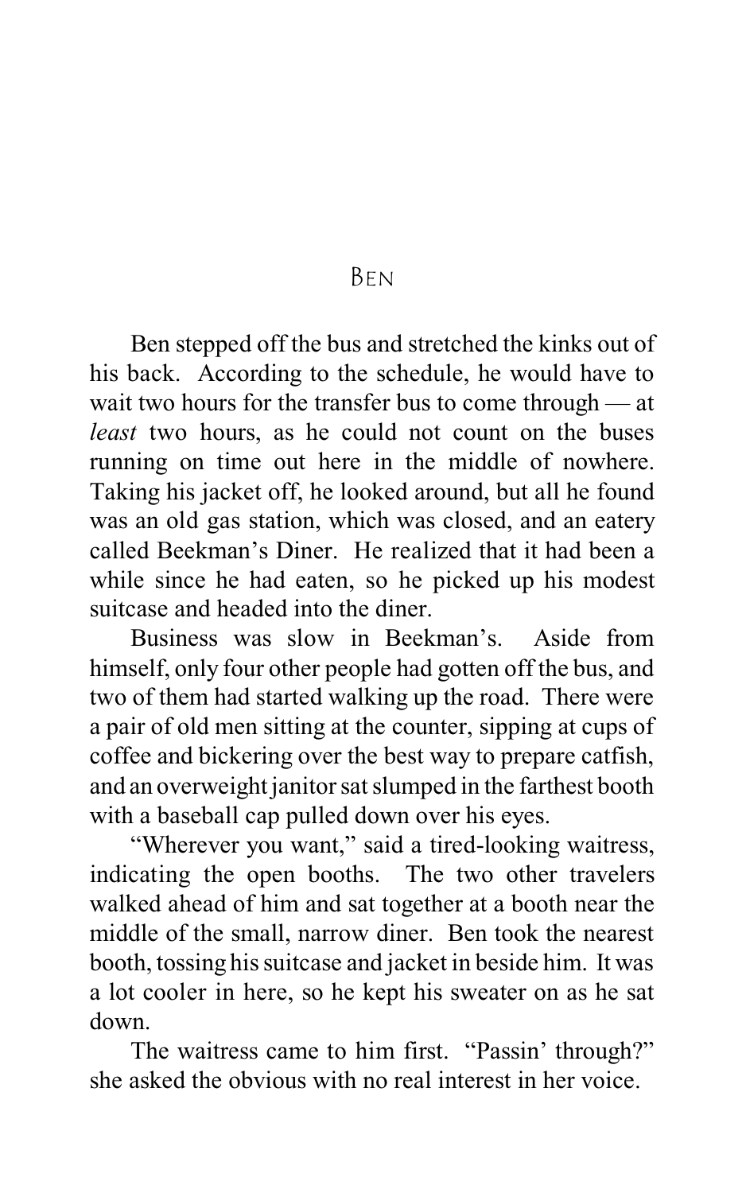# Ben

Ben stepped off the bus and stretched the kinks out of his back. According to the schedule, he would have to wait two hours for the transfer bus to come through — at *least* two hours, as he could not count on the buses running on time out here in the middle of nowhere. Taking his jacket off, he looked around, but all he found was an old gas station, which was closed, and an eatery called Beekman's Diner. He realized that it had been a while since he had eaten, so he picked up his modest suitcase and headed into the diner.

Business was slow in Beekman's. Aside from himself, only four other people had gotten off the bus, and two of them had started walking up the road. There were a pair of old men sitting at the counter, sipping at cups of coffee and bickering over the best way to prepare catfish, and an overweight janitor sat slumped in the farthest booth with a baseball cap pulled down over his eyes.

"Wherever you want," said a tired-looking waitress, indicating the open booths. The two other travelers walked ahead of him and sat together at a booth near the middle of the small, narrow diner. Ben took the nearest booth, tossing his suitcase and jacket in beside him. It was a lot cooler in here, so he kept his sweater on as he sat down.

The waitress came to him first. "Passin' through?" she asked the obvious with no real interest in her voice.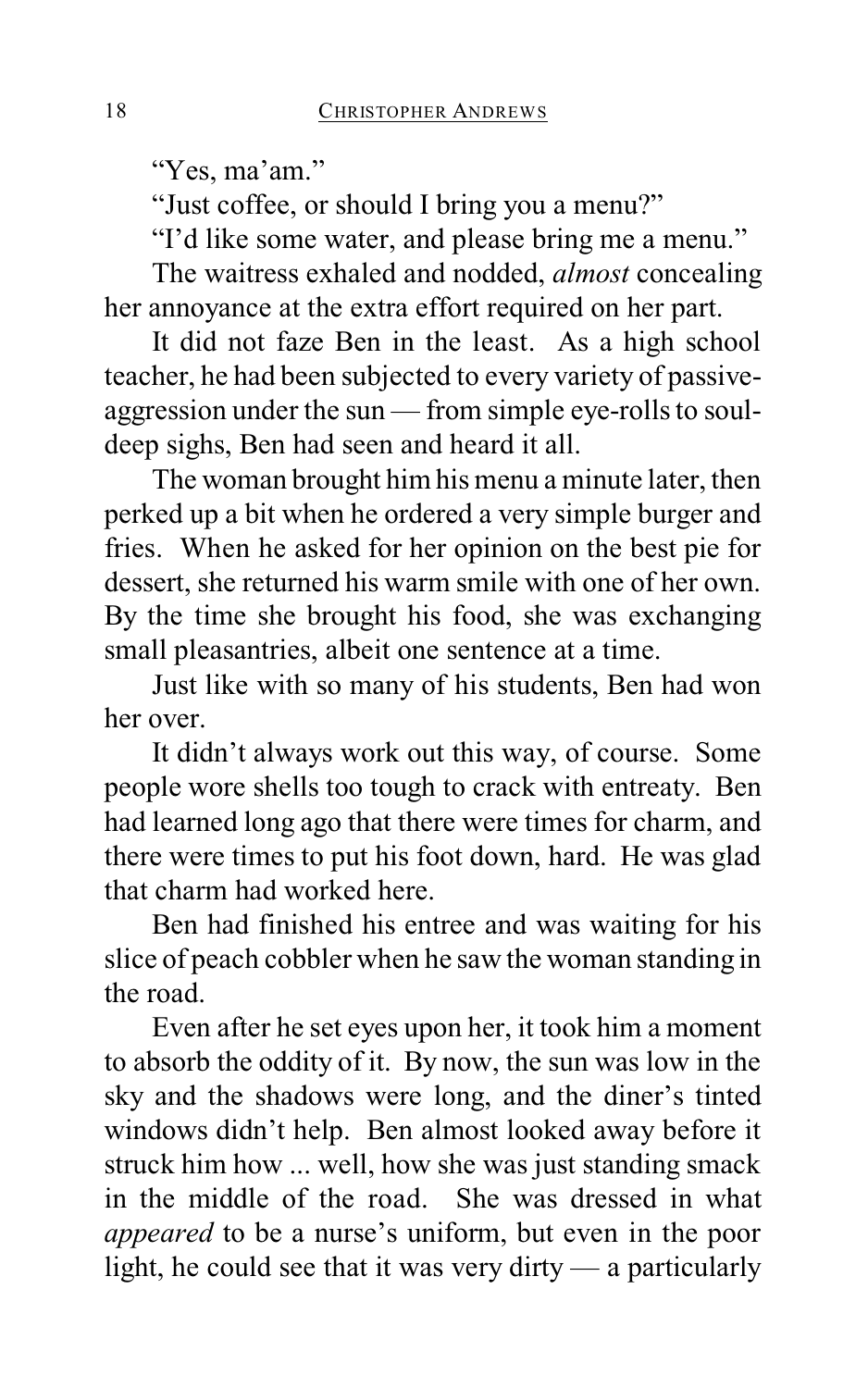"Yes, ma'am."

"Just coffee, or should I bring you a menu?"

"I'd like some water, and please bring me a menu."

The waitress exhaled and nodded, *almost* concealing her annoyance at the extra effort required on her part.

It did not faze Ben in the least. As a high school teacher, he had been subjected to every variety of passive-aggression under the sun — from simple eye-rolls to soul-deep sighs, Ben had seen and heard it all.

The woman brought him his menu a minute later, then perked up a bit when he ordered a very simple burger and fries. When he asked for her opinion on the best pie for dessert, she returned his warm smile with one of her own. By the time she brought his food, she was exchanging small pleasantries, albeit one sentence at a time.

Just like with so many of his students, Ben had won her over.

It didn't always work out this way, of course. Some people wore shells too tough to crack with entreaty. Ben had learned long ago that there were times for charm, and there were times to put his foot down, hard. He was glad that charm had worked here.

Ben had finished his entree and was waiting for his slice of peach cobbler when he saw the woman standing in the road.

Even after he set eyes upon her, it took him a moment to absorb the oddity of it. By now, the sun was low in the sky and the shadows were long, and the diner's tinted windows didn't help. Ben almost looked away before it struck him how ... well, how she was just standing smack in the middle of the road. She was dressed in what *appeared* to be a nurse's uniform, but even in the poor light, he could see that it was very dirty — a particularly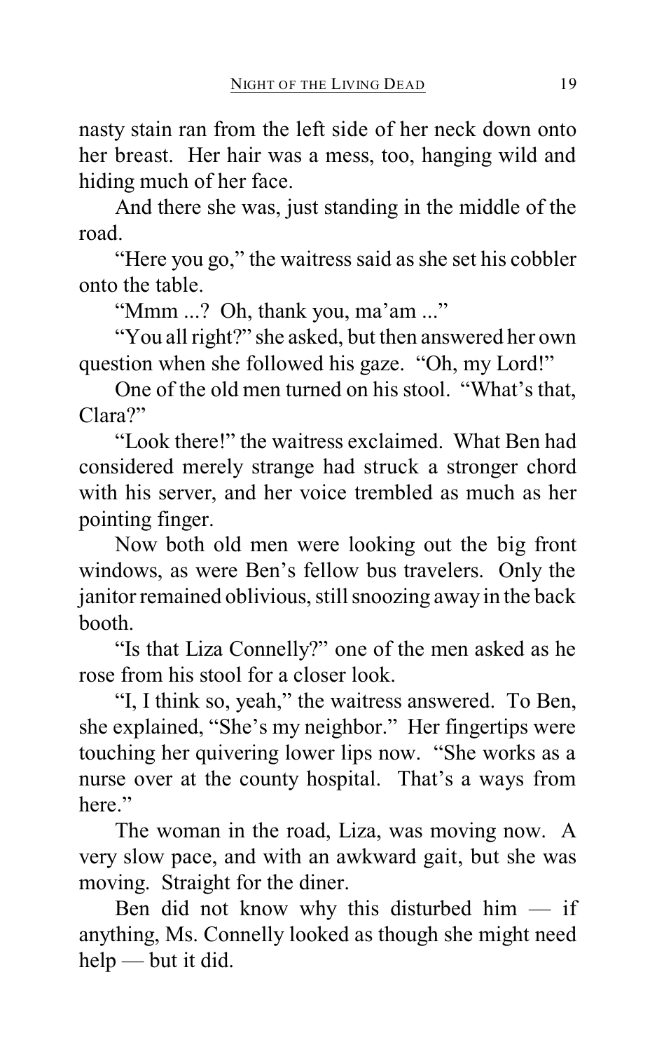nasty stain ran from the left side of her neck down onto her breast. Her hair was a mess, too, hanging wild and hiding much of her face.

And there she was, just standing in the middle of the road.

"Here you go," the waitress said as she set his cobbler onto the table.

"Mmm ...? Oh, thank you, ma'am ..."

"You all right?" she asked, but then answered her own question when she followed his gaze. "Oh, my Lord!"

One of the old men turned on his stool. "What's that, Clara?"

"Look there!" the waitress exclaimed. What Ben had considered merely strange had struck a stronger chord with his server, and her voice trembled as much as her pointing finger.

Now both old men were looking out the big front windows, as were Ben's fellow bus travelers. Only the janitor remained oblivious, still snoozing away in the back booth.

"Is that Liza Connelly?" one of the men asked as he rose from his stool for a closer look.

"I, I think so, yeah," the waitress answered. To Ben, she explained, "She's my neighbor." Her fingertips were touching her quivering lower lips now. "She works as a nurse over at the county hospital. That's a ways from here."

The woman in the road, Liza, was moving now. A very slow pace, and with an awkward gait, but she was moving. Straight for the diner.

Ben did not know why this disturbed him — if anything, Ms. Connelly looked as though she might need help — but it did.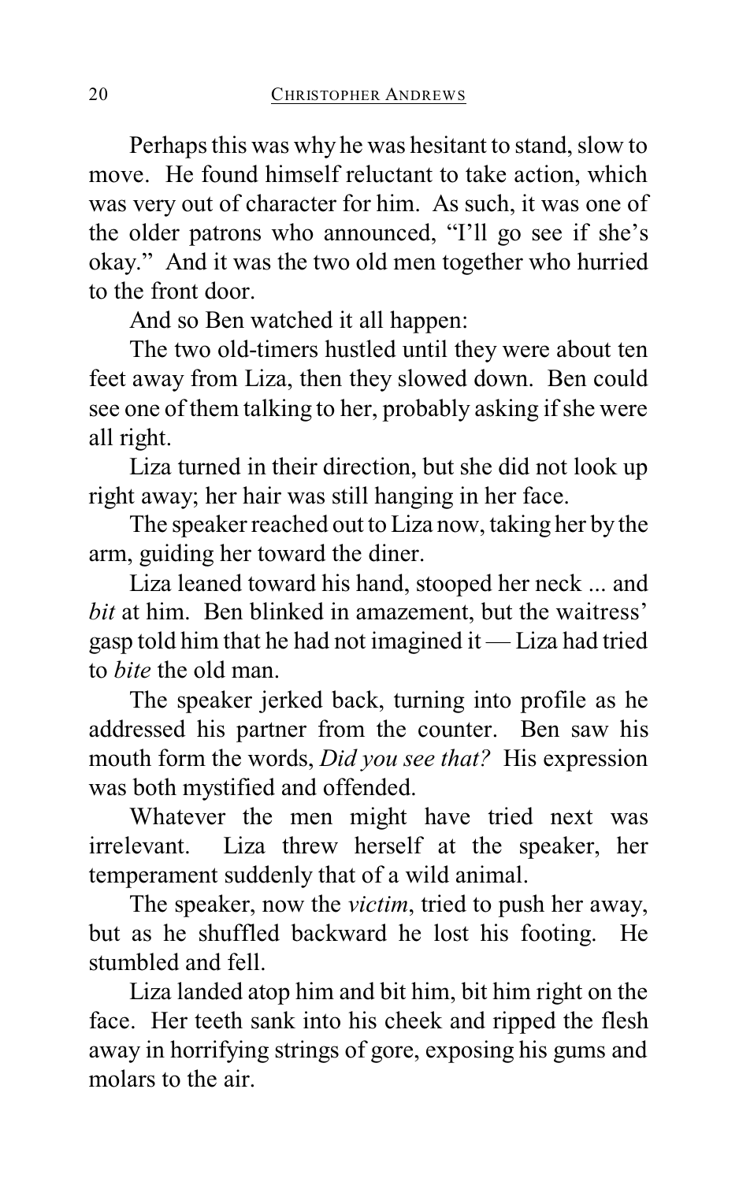Perhaps this was why he was hesitant to stand, slow to move. He found himself reluctant to take action, which was very out of character for him. As such, it was one of the older patrons who announced, "I'll go see if she's okay." And it was the two old men together who hurried to the front door.

And so Ben watched it all happen:

The two old-timers hustled until they were about ten feet away from Liza, then they slowed down. Ben could see one of them talking to her, probably asking if she were all right.

Liza turned in their direction, but she did not look up right away; her hair was still hanging in her face.

The speaker reached out to Liza now, taking her by the arm, guiding her toward the diner.

Liza leaned toward his hand, stooped her neck ... and *bit* at him. Ben blinked in amazement, but the waitress' gasp told him that he had not imagined it — Liza had tried to *bite* the old man.

The speaker jerked back, turning into profile as he addressed his partner from the counter. Ben saw his mouth form the words, *Did you see that?* His expression was both mystified and offended.

Whatever the men might have tried next was irrelevant. Liza threw herself at the speaker, her temperament suddenly that of a wild animal.

The speaker, now the *victim*, tried to push her away, but as he shuffled backward he lost his footing. He stumbled and fell.

Liza landed atop him and bit him, bit him right on the face. Her teeth sank into his cheek and ripped the flesh away in horrifying strings of gore, exposing his gums and molars to the air.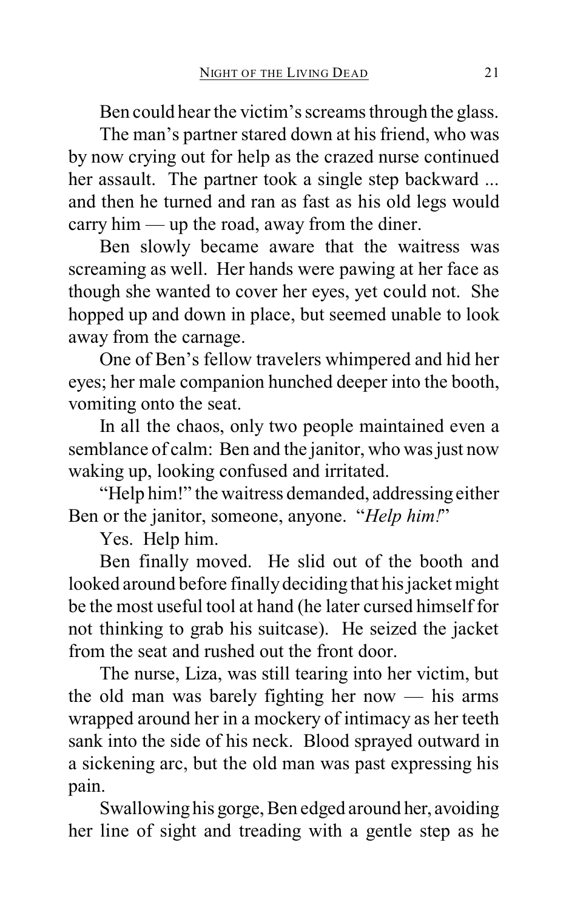Ben could hear the victim's screams through the glass.

The man's partner stared down at his friend, who was by now crying out for help as the crazed nurse continued her assault. The partner took a single step backward ... and then he turned and ran as fast as his old legs would carry him — up the road, away from the diner.

Ben slowly became aware that the waitress was screaming as well. Her hands were pawing at her face as though she wanted to cover her eyes, yet could not. She hopped up and down in place, but seemed unable to look away from the carnage.

One of Ben's fellow travelers whimpered and hid her eyes; her male companion hunched deeper into the booth, vomiting onto the seat.

In all the chaos, only two people maintained even a semblance of calm: Ben and the janitor, who was just now waking up, looking confused and irritated.

"Help him!" the waitress demanded, addressing either Ben or the janitor, someone, anyone. "*Help him!*"

Yes. Help him.

Ben finally moved. He slid out of the booth and looked around before finally deciding that his jacket might be the most useful tool at hand (he later cursed himself for not thinking to grab his suitcase). He seized the jacket from the seat and rushed out the front door.

The nurse, Liza, was still tearing into her victim, but the old man was barely fighting her now — his arms wrapped around her in a mockery of intimacy as her teeth sank into the side of his neck. Blood sprayed outward in a sickening arc, but the old man was past expressing his pain.

Swallowing his gorge, Ben edged around her, avoiding her line of sight and treading with a gentle step as he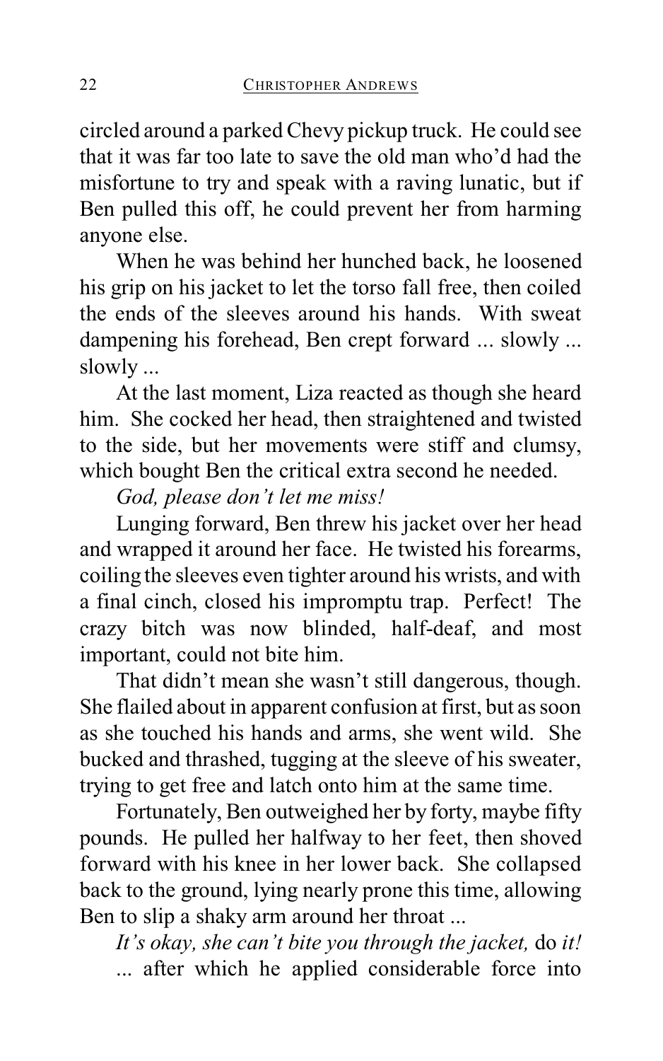circled around a parked Chevy pickup truck. He could see that it was far too late to save the old man who'd had the misfortune to try and speak with a raving lunatic, but if Ben pulled this off, he could prevent her from harming anyone else.

When he was behind her hunched back, he loosened his grip on his jacket to let the torso fall free, then coiled the ends of the sleeves around his hands. With sweat dampening his forehead, Ben crept forward ... slowly ... slowly ...

At the last moment, Liza reacted as though she heard him. She cocked her head, then straightened and twisted to the side, but her movements were stiff and clumsy, which bought Ben the critical extra second he needed.

*God, please don't let me miss!*

Lunging forward, Ben threw his jacket over her head and wrapped it around her face. He twisted his forearms, coiling the sleeves even tighter around his wrists, and with a final cinch, closed his impromptu trap. Perfect! The crazy bitch was now blinded, half-deaf, and most important, could not bite him.

That didn't mean she wasn't still dangerous, though. She flailed about in apparent confusion at first, but as soon as she touched his hands and arms, she went wild. She bucked and thrashed, tugging at the sleeve of his sweater, trying to get free and latch onto him at the same time.

Fortunately, Ben outweighed her by forty, maybe fifty pounds. He pulled her halfway to her feet, then shoved forward with his knee in her lower back. She collapsed back to the ground, lying nearly prone this time, allowing Ben to slip a shaky arm around her throat ...

*It's okay, she can't bite you through the jacket,* do *it!*

... after which he applied considerable force into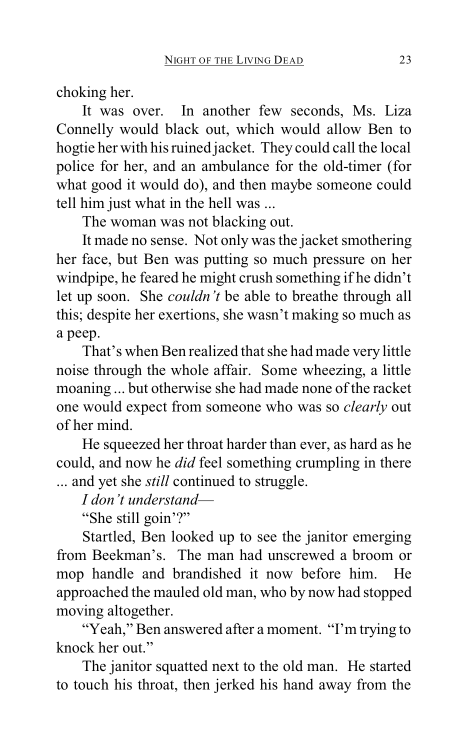choking her.

It was over. In another few seconds, Ms. Liza Connelly would black out, which would allow Ben to hogtie her with his ruined jacket. They could call the local police for her, and an ambulance for the old-timer (for what good it would do), and then maybe someone could tell him just what in the hell was ...

The woman was not blacking out.

It made no sense. Not only was the jacket smothering her face, but Ben was putting so much pressure on her windpipe, he feared he might crush something if he didn't let up soon. She *couldn't* be able to breathe through all this; despite her exertions, she wasn't making so much as a peep.

That's when Ben realized that she had made very little noise through the whole affair. Some wheezing, a little moaning ... but otherwise she had made none of the racket one would expect from someone who was so *clearly* out of her mind.

He squeezed her throat harder than ever, as hard as he could, and now he *did* feel something crumpling in there ... and yet she *still* continued to struggle.

*I don't understand*—

"She still goin'?"

Startled, Ben looked up to see the janitor emerging from Beekman's. The man had unscrewed a broom or mop handle and brandished it now before him. He approached the mauled old man, who by now had stopped moving altogether.

"Yeah," Ben answered after a moment. "I'm trying to knock her out."

The janitor squatted next to the old man. He started to touch his throat, then jerked his hand away from the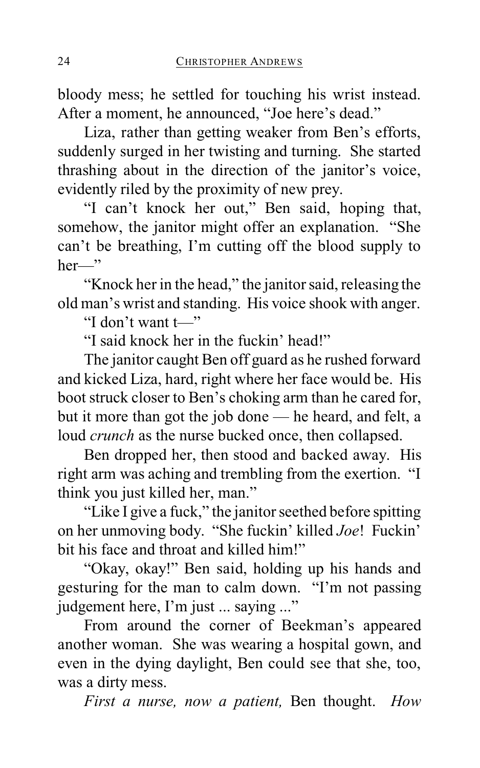bloody mess; he settled for touching his wrist instead. After a moment, he announced, "Joe here's dead."

Liza, rather than getting weaker from Ben's efforts, suddenly surged in her twisting and turning. She started thrashing about in the direction of the janitor's voice, evidently riled by the proximity of new prey.

"I can't knock her out," Ben said, hoping that, somehow, the janitor might offer an explanation. "She can't be breathing, I'm cutting off the blood supply to her—"

"Knock her in the head," the janitor said, releasing the old man's wrist and standing. His voice shook with anger.

"I don't want t—"

"I said knock her in the fuckin' head!"

The janitor caught Ben off guard as he rushed forward and kicked Liza, hard, right where her face would be. His boot struck closer to Ben's choking arm than he cared for, but it more than got the job done — he heard, and felt, a loud *crunch* as the nurse bucked once, then collapsed.

Ben dropped her, then stood and backed away. His right arm was aching and trembling from the exertion. "I think you just killed her, man."

"Like I give a fuck," the janitor seethed before spitting on her unmoving body. "She fuckin' killed *Joe*! Fuckin' bit his face and throat and killed him!"

"Okay, okay!" Ben said, holding up his hands and gesturing for the man to calm down. "I'm not passing judgement here, I'm just ... saying ..."

From around the corner of Beekman's appeared another woman. She was wearing a hospital gown, and even in the dying daylight, Ben could see that she, too, was a dirty mess.

*First a nurse, now a patient,* Ben thought. *How*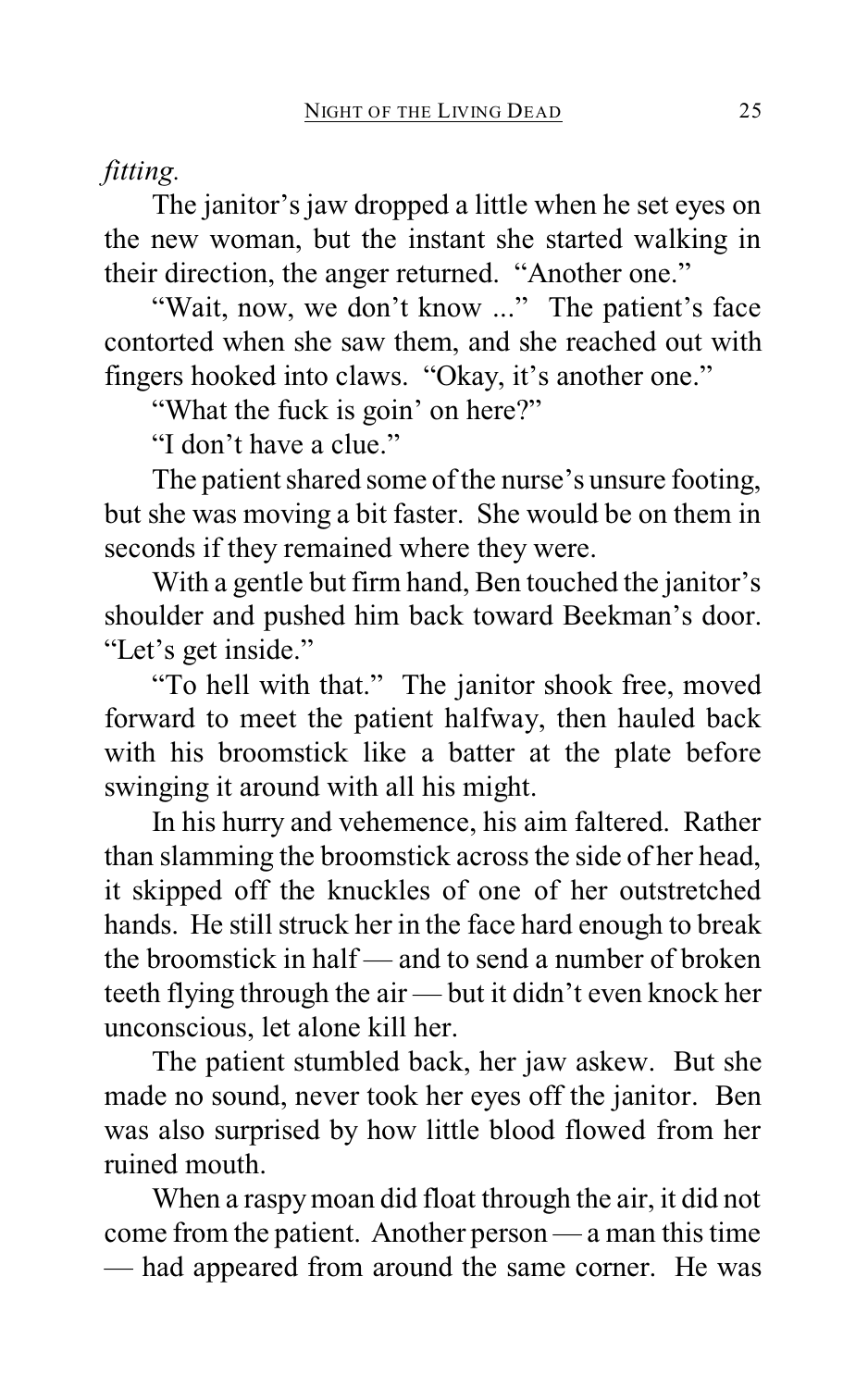*fitting.*

The janitor's jaw dropped a little when he set eyes on the new woman, but the instant she started walking in their direction, the anger returned. "Another one."

"Wait, now, we don't know ..." The patient's face contorted when she saw them, and she reached out with fingers hooked into claws. "Okay, it's another one."

"What the fuck is goin' on here?"

"I don't have a clue."

The patient shared some of the nurse's unsure footing, but she was moving a bit faster. She would be on them in seconds if they remained where they were.

With a gentle but firm hand, Ben touched the janitor's shoulder and pushed him back toward Beekman's door. "Let's get inside."

"To hell with that." The janitor shook free, moved forward to meet the patient halfway, then hauled back with his broomstick like a batter at the plate before swinging it around with all his might.

In his hurry and vehemence, his aim faltered. Rather than slamming the broomstick across the side of her head, it skipped off the knuckles of one of her outstretched hands. He still struck her in the face hard enough to break the broomstick in half — and to send a number of broken teeth flying through the air — but it didn't even knock her unconscious, let alone kill her.

The patient stumbled back, her jaw askew. But she made no sound, never took her eyes off the janitor. Ben was also surprised by how little blood flowed from her ruined mouth.

When a raspy moan did float through the air, it did not come from the patient. Another person — a man this time — had appeared from around the same corner. He was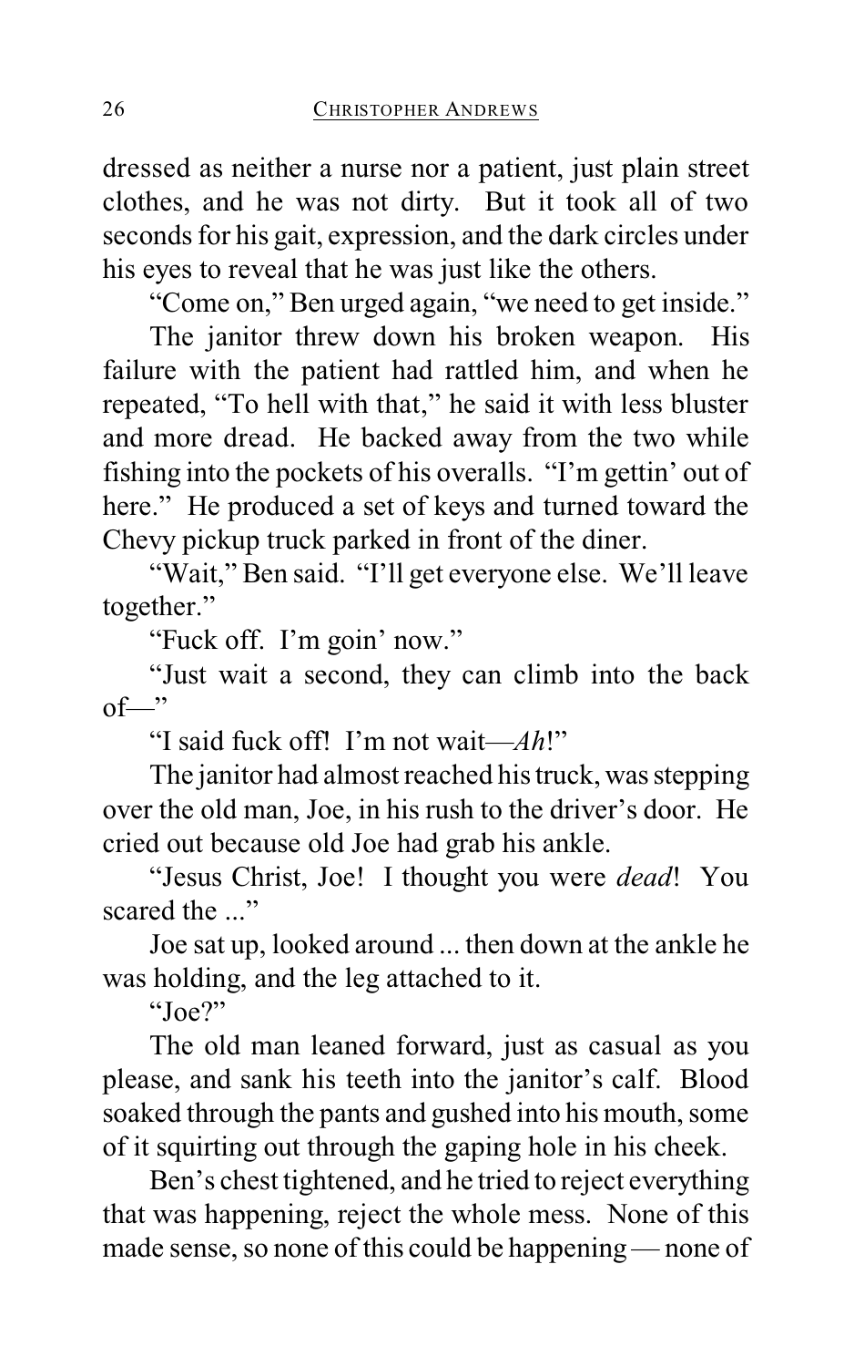dressed as neither a nurse nor a patient, just plain street clothes, and he was not dirty. But it took all of two seconds for his gait, expression, and the dark circles under his eyes to reveal that he was just like the others.

"Come on," Ben urged again, "we need to get inside."

The janitor threw down his broken weapon. His failure with the patient had rattled him, and when he repeated, "To hell with that," he said it with less bluster and more dread. He backed away from the two while fishing into the pockets of his overalls. "I'm gettin' out of here." He produced a set of keys and turned toward the Chevy pickup truck parked in front of the diner.

"Wait," Ben said. "I'll get everyone else. We'll leave together."

"Fuck off. I'm goin' now."

"Just wait a second, they can climb into the back of—"

"I said fuck off! I'm not wait—*Ah*!"

The janitor had almost reached his truck, was stepping over the old man, Joe, in his rush to the driver's door. He cried out because old Joe had grab his ankle.

"Jesus Christ, Joe! I thought you were *dead*! You scared the ..."

Joe sat up, looked around ... then down at the ankle he was holding, and the leg attached to it.

"Joe?"

The old man leaned forward, just as casual as you please, and sank his teeth into the janitor's calf. Blood soaked through the pants and gushed into his mouth, some of it squirting out through the gaping hole in his cheek.

Ben's chest tightened, and he tried to reject everything that was happening, reject the whole mess. None of this made sense, so none of this could be happening — none of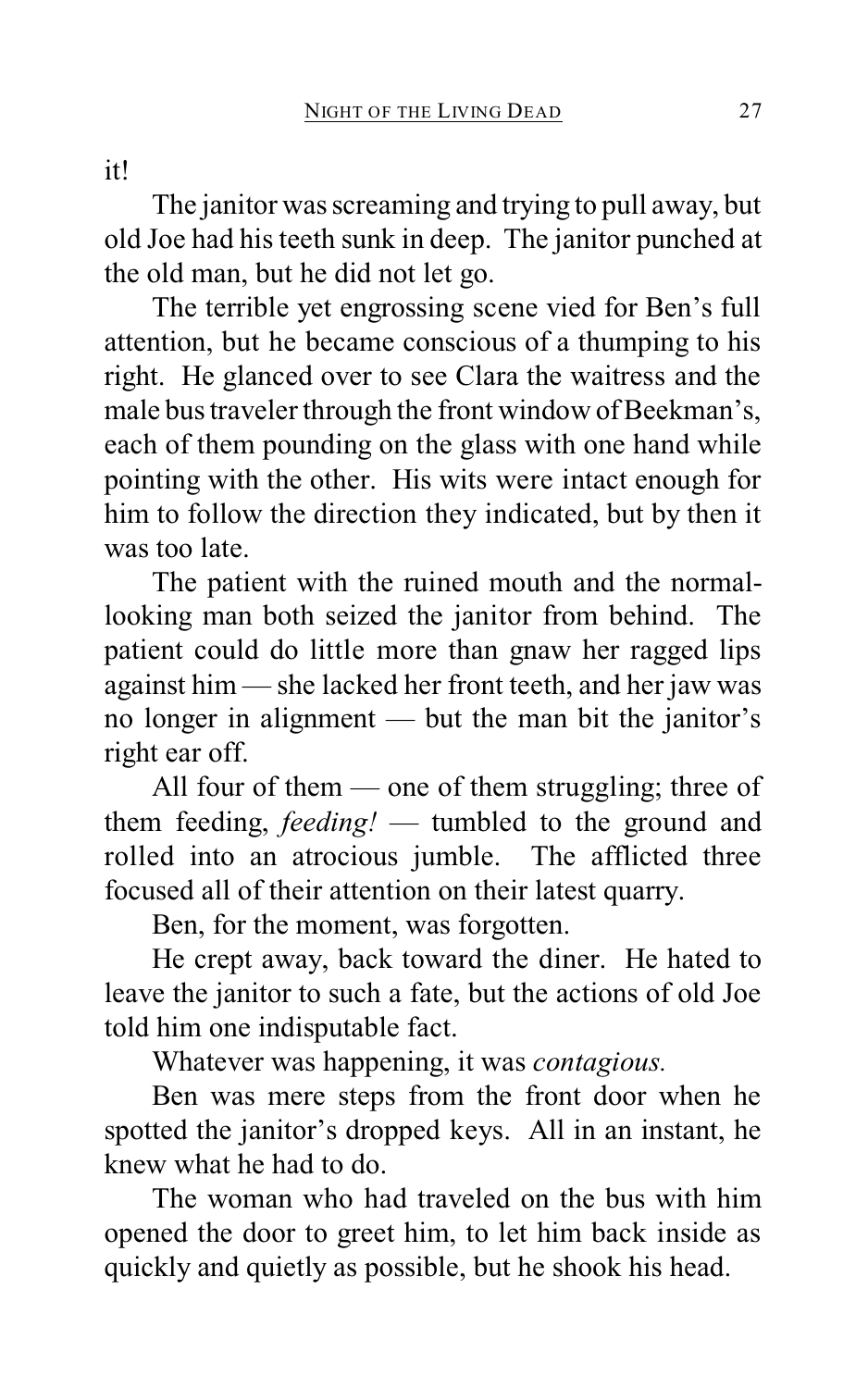it!

The janitor was screaming and trying to pull away, but old Joe had his teeth sunk in deep. The janitor punched at the old man, but he did not let go.

The terrible yet engrossing scene vied for Ben's full attention, but he became conscious of a thumping to his right. He glanced over to see Clara the waitress and the male bus traveler through the front window of Beekman's, each of them pounding on the glass with one hand while pointing with the other. His wits were intact enough for him to follow the direction they indicated, but by then it was too late.

The patient with the ruined mouth and the normal-looking man both seized the janitor from behind. The patient could do little more than gnaw her ragged lips against him — she lacked her front teeth, and her jaw was no longer in alignment — but the man bit the janitor's right ear off.

All four of them — one of them struggling; three of them feeding, *feeding!* — tumbled to the ground and rolled into an atrocious jumble. The afflicted three focused all of their attention on their latest quarry.

Ben, for the moment, was forgotten.

He crept away, back toward the diner. He hated to leave the janitor to such a fate, but the actions of old Joe told him one indisputable fact.

Whatever was happening, it was *contagious.*

Ben was mere steps from the front door when he spotted the janitor's dropped keys. All in an instant, he knew what he had to do.

The woman who had traveled on the bus with him opened the door to greet him, to let him back inside as quickly and quietly as possible, but he shook his head.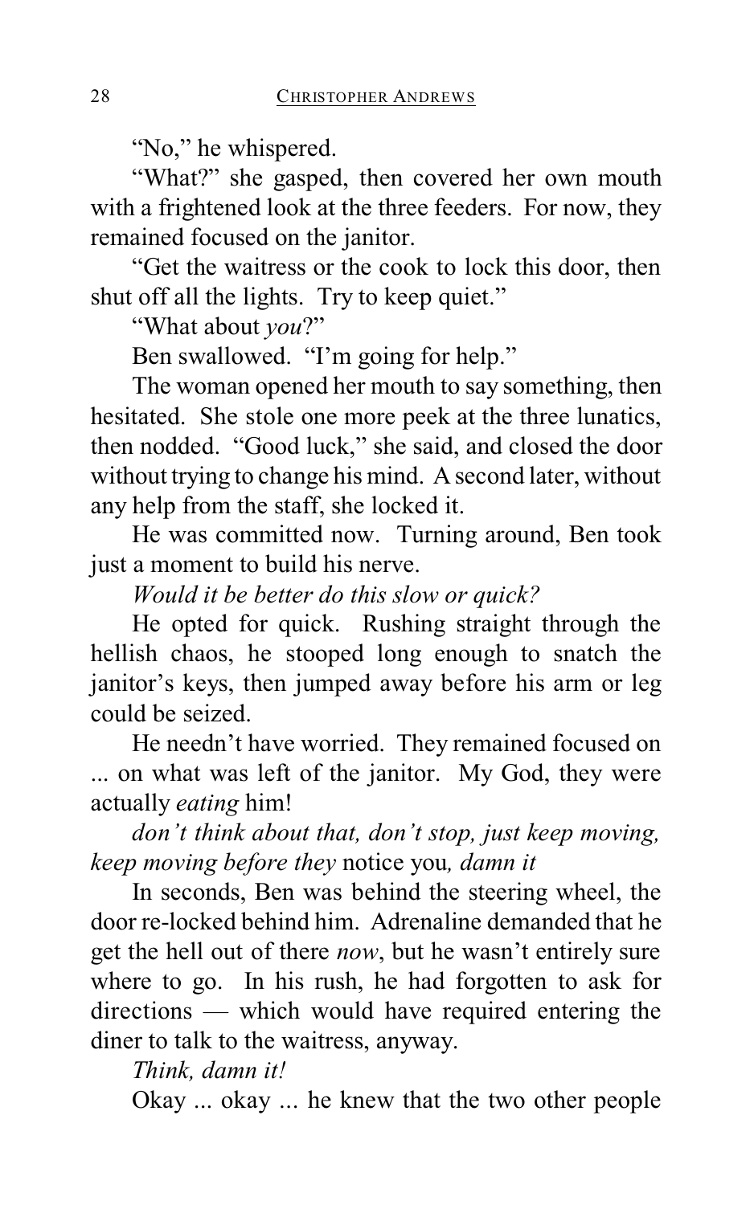"No," he whispered.

"What?" she gasped, then covered her own mouth with a frightened look at the three feeders. For now, they remained focused on the janitor.

"Get the waitress or the cook to lock this door, then shut off all the lights. Try to keep quiet."

"What about *you*?"

Ben swallowed. "I'm going for help."

The woman opened her mouth to say something, then hesitated. She stole one more peek at the three lunatics, then nodded. "Good luck," she said, and closed the door without trying to change his mind. A second later, without any help from the staff, she locked it.

He was committed now. Turning around, Ben took just a moment to build his nerve.

*Would it be better do this slow or quick?*

He opted for quick. Rushing straight through the hellish chaos, he stooped long enough to snatch the janitor's keys, then jumped away before his arm or leg could be seized.

He needn't have worried. They remained focused on ... on what was left of the janitor. My God, they were actually *eating* him!

*don't think about that, don't stop, just keep moving, keep moving before they* notice you*, damn it*

In seconds, Ben was behind the steering wheel, the door re-locked behind him. Adrenaline demanded that he get the hell out of there *now*, but he wasn't entirely sure where to go. In his rush, he had forgotten to ask for directions — which would have required entering the diner to talk to the waitress, anyway.

*Think, damn it!*

Okay ... okay ... he knew that the two other people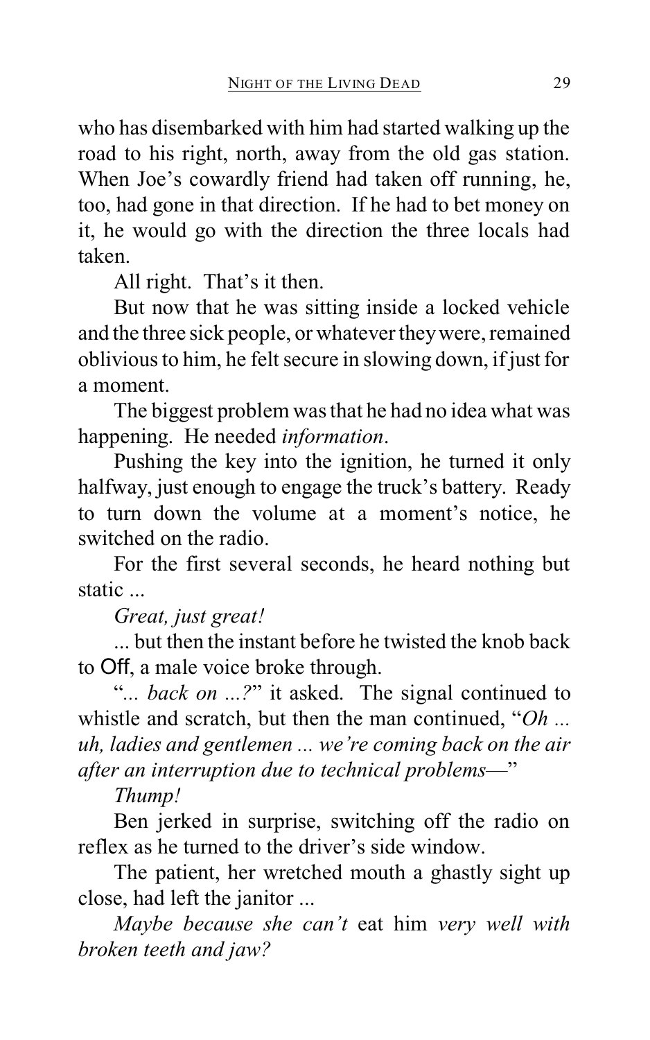who has disembarked with him had started walking up the road to his right, north, away from the old gas station. When Joe's cowardly friend had taken off running, he, too, had gone in that direction. If he had to bet money on it, he would go with the direction the three locals had taken.

All right. That's it then.

But now that he was sitting inside a locked vehicle and the three sick people, or whatever they were, remained oblivious to him, he felt secure in slowing down, if just for a moment.

The biggest problem was that he had no idea what was happening. He needed *information*.

Pushing the key into the ignition, he turned it only halfway, just enough to engage the truck's battery. Ready to turn down the volume at a moment's notice, he switched on the radio.

For the first several seconds, he heard nothing but static ...

*Great, just great!*

... but then the instant before he twisted the knob back to Off, a male voice broke through.

"*... back on ...?*" it asked. The signal continued to whistle and scratch, but then the man continued, "*Oh ... uh, ladies and gentlemen ... we're coming back on the air after an interruption due to technical problems—*"

*Thump!*

Ben jerked in surprise, switching off the radio on reflex as he turned to the driver's side window.

The patient, her wretched mouth a ghastly sight up close, had left the janitor ...

*Maybe because she can't* eat him *very well with broken teeth and jaw?*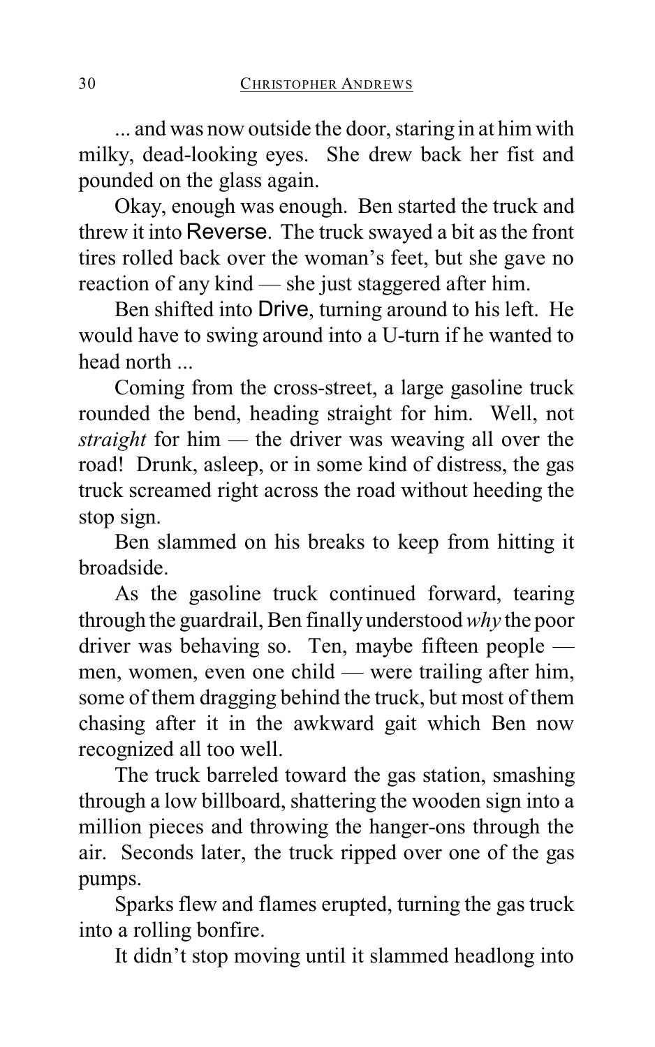... and was now outside the door, staring in at him with milky, dead-looking eyes. She drew back her fist and pounded on the glass again.

Okay, enough was enough. Ben started the truck and threw it into Reverse. The truck swayed a bit as the front tires rolled back over the woman's feet, but she gave no reaction of any kind — she just staggered after him.

Ben shifted into Drive, turning around to his left. He would have to swing around into a U-turn if he wanted to head north ...

Coming from the cross-street, a large gasoline truck rounded the bend, heading straight for him. Well, not *straight* for him — the driver was weaving all over the road! Drunk, asleep, or in some kind of distress, the gas truck screamed right across the road without heeding the stop sign.

Ben slammed on his breaks to keep from hitting it broadside.

As the gasoline truck continued forward, tearing through the guardrail, Ben finally understood *why* the poor driver was behaving so. Ten, maybe fifteen people — men, women, even one child — were trailing after him, some of them dragging behind the truck, but most of them chasing after it in the awkward gait which Ben now recognized all too well.

The truck barreled toward the gas station, smashing through a low billboard, shattering the wooden sign into a million pieces and throwing the hanger-ons through the air. Seconds later, the truck ripped over one of the gas pumps.

Sparks flew and flames erupted, turning the gas truck into a rolling bonfire.

It didn't stop moving until it slammed headlong into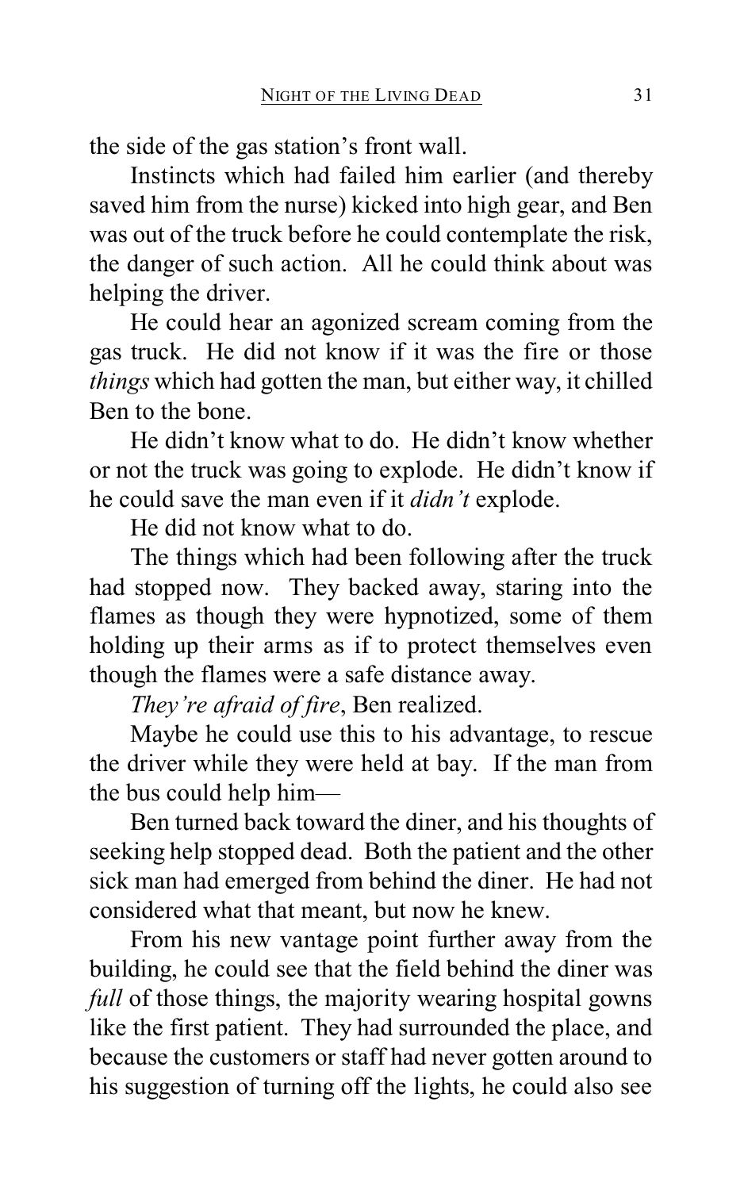the side of the gas station's front wall.

Instincts which had failed him earlier (and thereby saved him from the nurse) kicked into high gear, and Ben was out of the truck before he could contemplate the risk, the danger of such action. All he could think about was helping the driver.

He could hear an agonized scream coming from the gas truck. He did not know if it was the fire or those *things* which had gotten the man, but either way, it chilled Ben to the bone.

He didn't know what to do. He didn't know whether or not the truck was going to explode. He didn't know if he could save the man even if it *didn't* explode.

He did not know what to do.

The things which had been following after the truck had stopped now. They backed away, staring into the flames as though they were hypnotized, some of them holding up their arms as if to protect themselves even though the flames were a safe distance away.

*They're afraid of fire*, Ben realized.

Maybe he could use this to his advantage, to rescue the driver while they were held at bay. If the man from the bus could help him—

Ben turned back toward the diner, and his thoughts of seeking help stopped dead. Both the patient and the other sick man had emerged from behind the diner. He had not considered what that meant, but now he knew.

From his new vantage point further away from the building, he could see that the field behind the diner was *full* of those things, the majority wearing hospital gowns like the first patient. They had surrounded the place, and because the customers or staff had never gotten around to his suggestion of turning off the lights, he could also see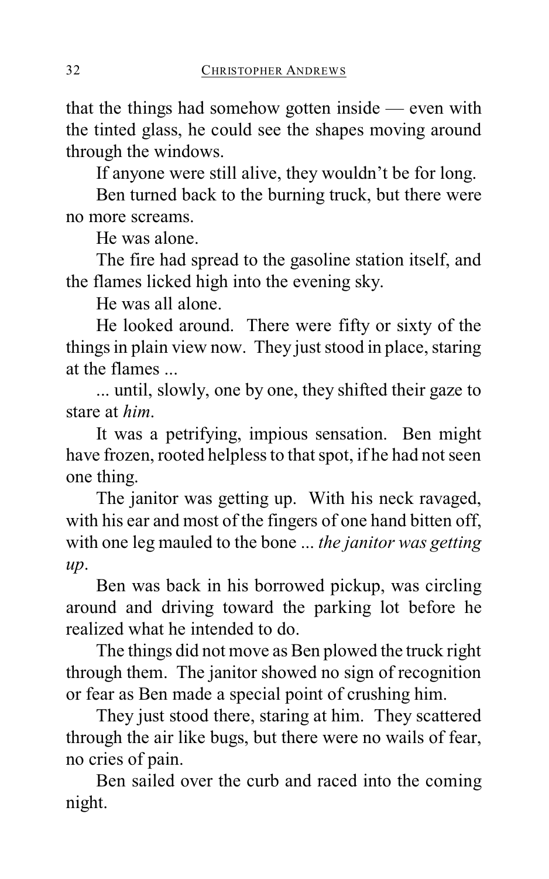that the things had somehow gotten inside — even with the tinted glass, he could see the shapes moving around through the windows.

If anyone were still alive, they wouldn't be for long.

Ben turned back to the burning truck, but there were no more screams.

He was alone.

The fire had spread to the gasoline station itself, and the flames licked high into the evening sky.

He was all alone.

He looked around. There were fifty or sixty of the things in plain view now. They just stood in place, staring at the flames ...

... until, slowly, one by one, they shifted their gaze to stare at *him*.

It was a petrifying, impious sensation. Ben might have frozen, rooted helpless to that spot, if he had not seen one thing.

The janitor was getting up. With his neck ravaged, with his ear and most of the fingers of one hand bitten off, with one leg mauled to the bone ... *the janitor was getting up*.

Ben was back in his borrowed pickup, was circling around and driving toward the parking lot before he realized what he intended to do.

The things did not move as Ben plowed the truck right through them. The janitor showed no sign of recognition or fear as Ben made a special point of crushing him.

They just stood there, staring at him. They scattered through the air like bugs, but there were no wails of fear, no cries of pain.

Ben sailed over the curb and raced into the coming night.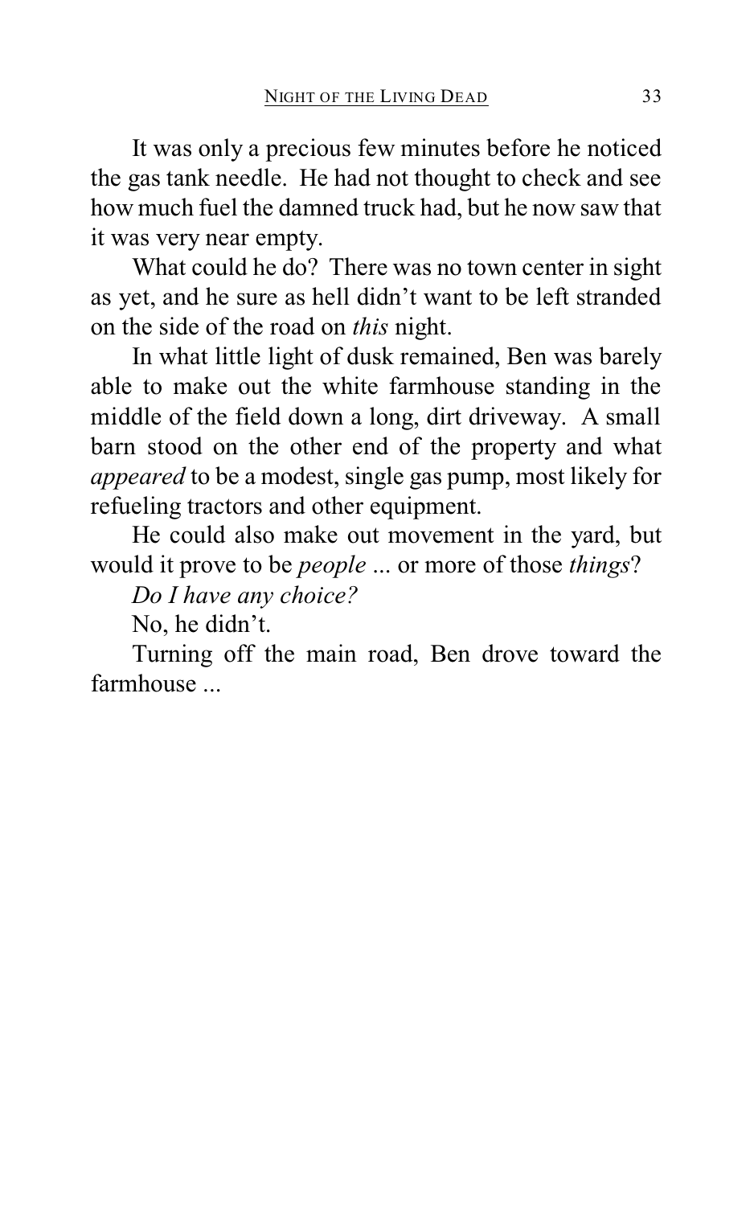It was only a precious few minutes before he noticed the gas tank needle. He had not thought to check and see how much fuel the damned truck had, but he now saw that it was very near empty.

What could he do? There was no town center in sight as yet, and he sure as hell didn't want to be left stranded on the side of the road on *this* night.

In what little light of dusk remained, Ben was barely able to make out the white farmhouse standing in the middle of the field down a long, dirt driveway. A small barn stood on the other end of the property and what *appeared* to be a modest, single gas pump, most likely for refueling tractors and other equipment.

He could also make out movement in the yard, but would it prove to be *people* ... or more of those *things*?

*Do I have any choice?*

No, he didn't.

Turning off the main road, Ben drove toward the farmhouse ...